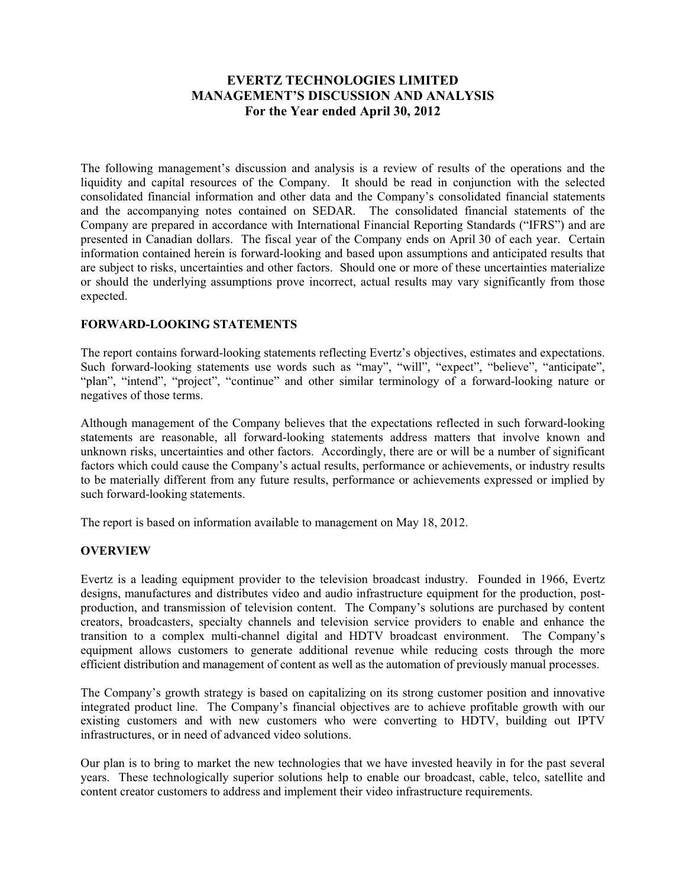# EVERTZ TECHNOLOGIES LIMITED
# MANAGEMENT'S DISCUSSION AND ANALYSIS
# For the Year ended April 30, 2012

The following management's discussion and analysis is a review of results of the operations and the liquidity and capital resources of the Company. It should be read in conjunction with the selected consolidated financial information and other data and the Company's consolidated financial statements and the accompanying notes contained on SEDAR. The consolidated financial statements of the Company are prepared in accordance with International Financial Reporting Standards ("IFRS") and are presented in Canadian dollars. The fiscal year of the Company ends on April 30 of each year. Certain information contained herein is forward-looking and based upon assumptions and anticipated results that are subject to risks, uncertainties and other factors. Should one or more of these uncertainties materialize or should the underlying assumptions prove incorrect, actual results may vary significantly from those expected.

## FORWARD-LOOKING STATEMENTS

The report contains forward-looking statements reflecting Evertz's objectives, estimates and expectations. Such forward-looking statements use words such as "may", "will", "expect", "believe", "anticipate", "plan", "intend", "project", "continue" and other similar terminology of a forward-looking nature or negatives of those terms.

Although management of the Company believes that the expectations reflected in such forward-looking statements are reasonable, all forward-looking statements address matters that involve known and unknown risks, uncertainties and other factors. Accordingly, there are or will be a number of significant factors which could cause the Company's actual results, performance or achievements, or industry results to be materially different from any future results, performance or achievements expressed or implied by such forward-looking statements.

The report is based on information available to management on May 18, 2012.

## OVERVIEW

Evertz is a leading equipment provider to the television broadcast industry. Founded in 1966, Evertz designs, manufactures and distributes video and audio infrastructure equipment for the production, post-production, and transmission of television content. The Company's solutions are purchased by content creators, broadcasters, specialty channels and television service providers to enable and enhance the transition to a complex multi-channel digital and HDTV broadcast environment. The Company's equipment allows customers to generate additional revenue while reducing costs through the more efficient distribution and management of content as well as the automation of previously manual processes.

The Company's growth strategy is based on capitalizing on its strong customer position and innovative integrated product line. The Company's financial objectives are to achieve profitable growth with our existing customers and with new customers who were converting to HDTV, building out IPTV infrastructures, or in need of advanced video solutions.

Our plan is to bring to market the new technologies that we have invested heavily in for the past several years. These technologically superior solutions help to enable our broadcast, cable, telco, satellite and content creator customers to address and implement their video infrastructure requirements.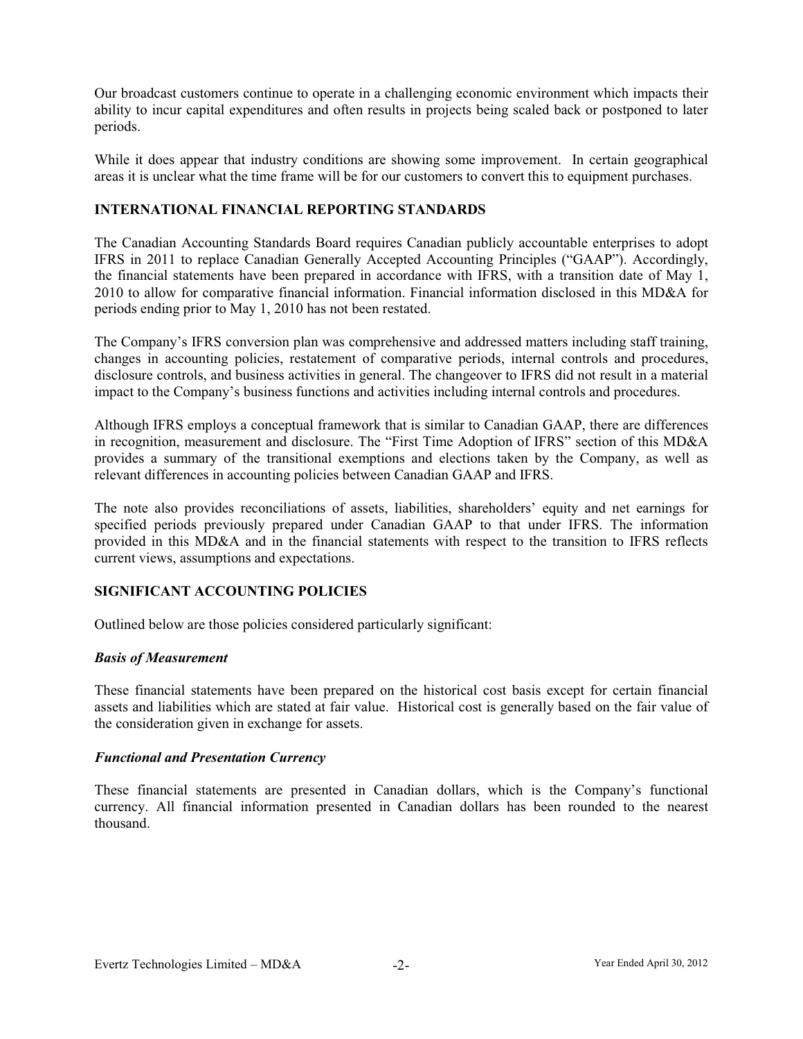Our broadcast customers continue to operate in a challenging economic environment which impacts their ability to incur capital expenditures and often results in projects being scaled back or postponed to later periods.

While it does appear that industry conditions are showing some improvement. In certain geographical areas it is unclear what the time frame will be for our customers to convert this to equipment purchases.

## INTERNATIONAL FINANCIAL REPORTING STANDARDS

The Canadian Accounting Standards Board requires Canadian publicly accountable enterprises to adopt IFRS in 2011 to replace Canadian Generally Accepted Accounting Principles ("GAAP"). Accordingly, the financial statements have been prepared in accordance with IFRS, with a transition date of May 1, 2010 to allow for comparative financial information. Financial information disclosed in this MD&A for periods ending prior to May 1, 2010 has not been restated.

The Company's IFRS conversion plan was comprehensive and addressed matters including staff training, changes in accounting policies, restatement of comparative periods, internal controls and procedures, disclosure controls, and business activities in general. The changeover to IFRS did not result in a material impact to the Company's business functions and activities including internal controls and procedures.

Although IFRS employs a conceptual framework that is similar to Canadian GAAP, there are differences in recognition, measurement and disclosure. The "First Time Adoption of IFRS" section of this MD&A provides a summary of the transitional exemptions and elections taken by the Company, as well as relevant differences in accounting policies between Canadian GAAP and IFRS.

The note also provides reconciliations of assets, liabilities, shareholders' equity and net earnings for specified periods previously prepared under Canadian GAAP to that under IFRS. The information provided in this MD&A and in the financial statements with respect to the transition to IFRS reflects current views, assumptions and expectations.

## SIGNIFICANT ACCOUNTING POLICIES

Outlined below are those policies considered particularly significant:

### *Basis of Measurement*

These financial statements have been prepared on the historical cost basis except for certain financial assets and liabilities which are stated at fair value. Historical cost is generally based on the fair value of the consideration given in exchange for assets.

### *Functional and Presentation Currency*

These financial statements are presented in Canadian dollars, which is the Company's functional currency. All financial information presented in Canadian dollars has been rounded to the nearest thousand.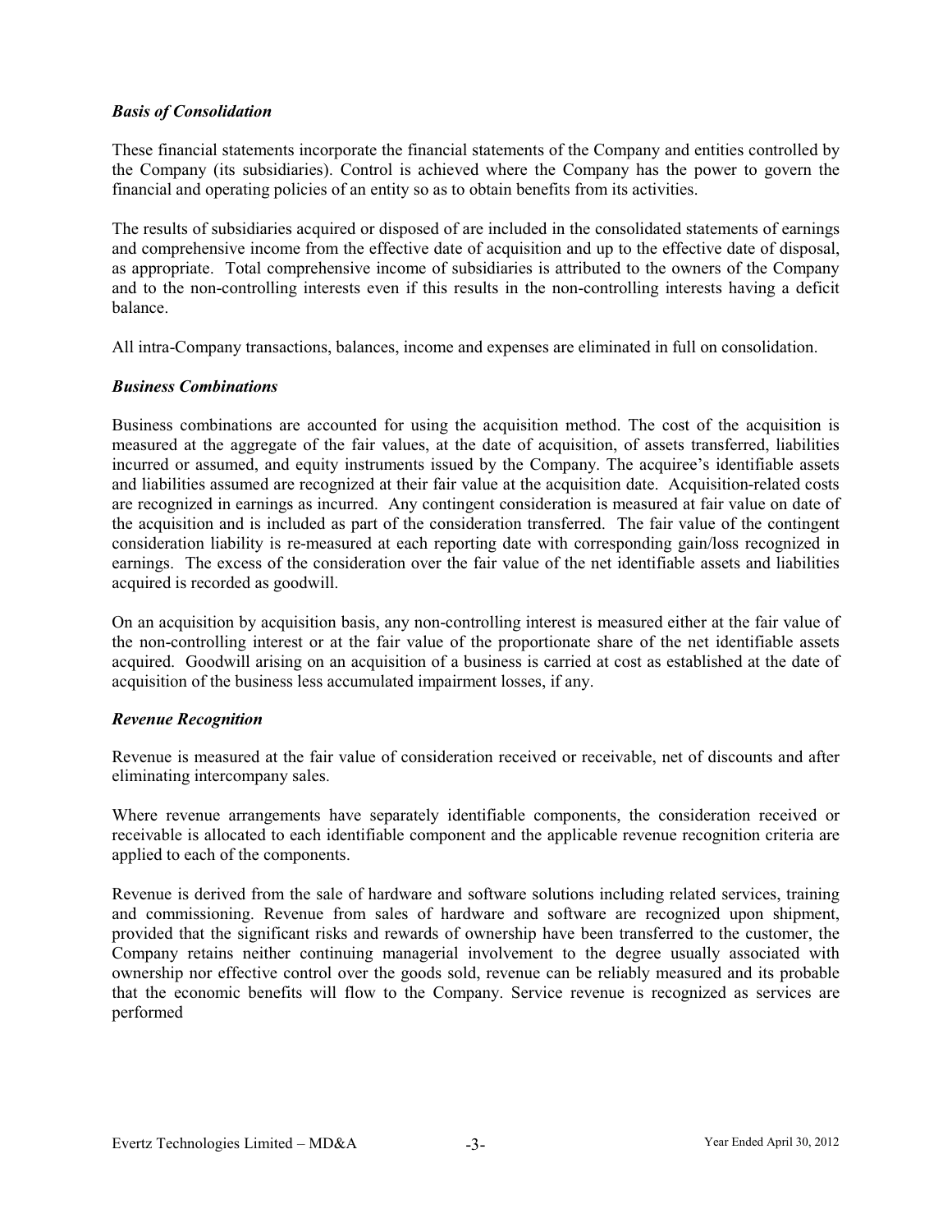### *Basis of Consolidation*

These financial statements incorporate the financial statements of the Company and entities controlled by the Company (its subsidiaries). Control is achieved where the Company has the power to govern the financial and operating policies of an entity so as to obtain benefits from its activities.

The results of subsidiaries acquired or disposed of are included in the consolidated statements of earnings and comprehensive income from the effective date of acquisition and up to the effective date of disposal, as appropriate. Total comprehensive income of subsidiaries is attributed to the owners of the Company and to the non-controlling interests even if this results in the non-controlling interests having a deficit balance.

All intra-Company transactions, balances, income and expenses are eliminated in full on consolidation.

### *Business Combinations*

Business combinations are accounted for using the acquisition method. The cost of the acquisition is measured at the aggregate of the fair values, at the date of acquisition, of assets transferred, liabilities incurred or assumed, and equity instruments issued by the Company. The acquiree's identifiable assets and liabilities assumed are recognized at their fair value at the acquisition date. Acquisition-related costs are recognized in earnings as incurred. Any contingent consideration is measured at fair value on date of the acquisition and is included as part of the consideration transferred. The fair value of the contingent consideration liability is re-measured at each reporting date with corresponding gain/loss recognized in earnings. The excess of the consideration over the fair value of the net identifiable assets and liabilities acquired is recorded as goodwill.

On an acquisition by acquisition basis, any non-controlling interest is measured either at the fair value of the non-controlling interest or at the fair value of the proportionate share of the net identifiable assets acquired. Goodwill arising on an acquisition of a business is carried at cost as established at the date of acquisition of the business less accumulated impairment losses, if any.

### *Revenue Recognition*

Revenue is measured at the fair value of consideration received or receivable, net of discounts and after eliminating intercompany sales.

Where revenue arrangements have separately identifiable components, the consideration received or receivable is allocated to each identifiable component and the applicable revenue recognition criteria are applied to each of the components.

Revenue is derived from the sale of hardware and software solutions including related services, training and commissioning. Revenue from sales of hardware and software are recognized upon shipment, provided that the significant risks and rewards of ownership have been transferred to the customer, the Company retains neither continuing managerial involvement to the degree usually associated with ownership nor effective control over the goods sold, revenue can be reliably measured and its probable that the economic benefits will flow to the Company. Service revenue is recognized as services are performed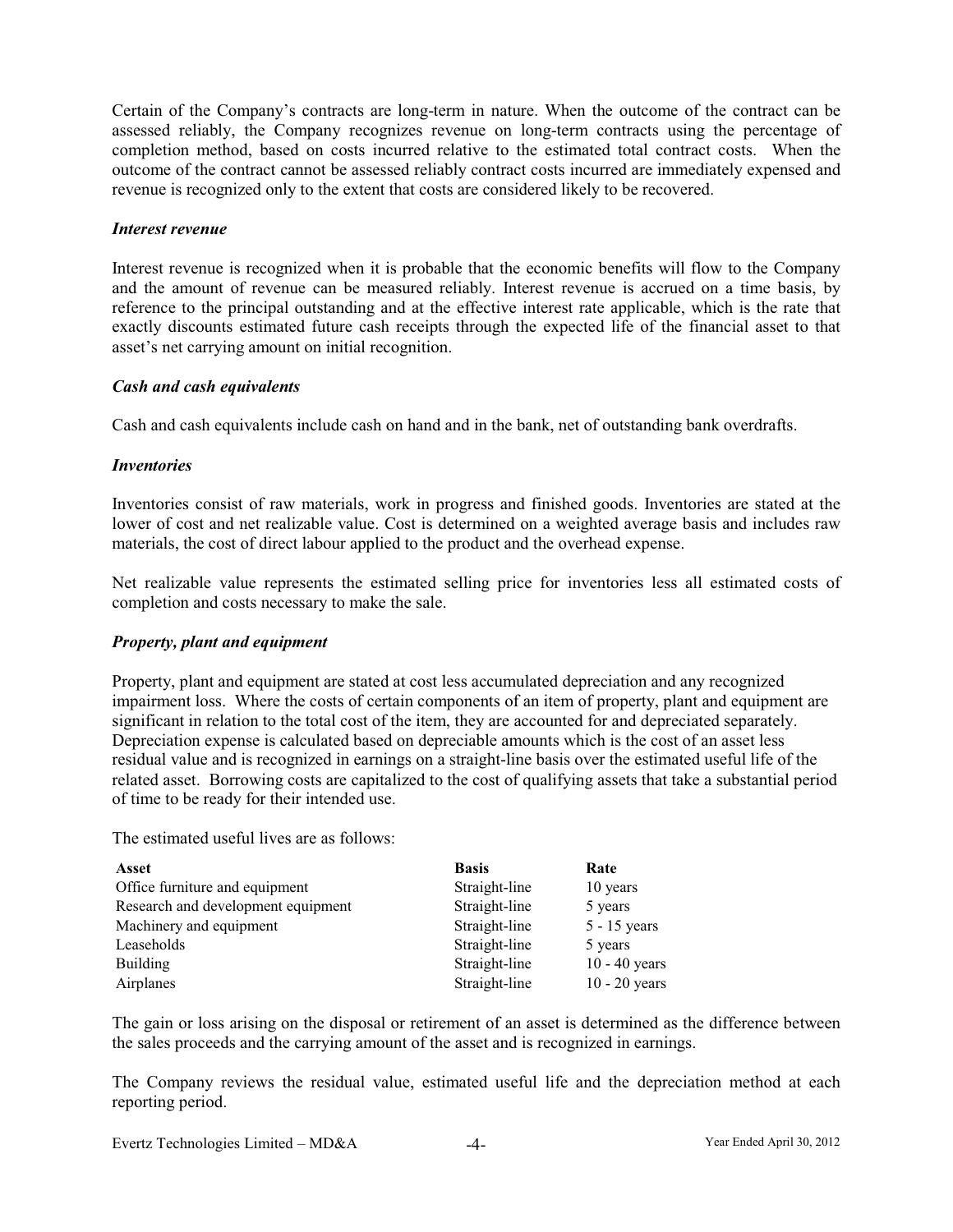Certain of the Company's contracts are long-term in nature. When the outcome of the contract can be assessed reliably, the Company recognizes revenue on long-term contracts using the percentage of completion method, based on costs incurred relative to the estimated total contract costs. When the outcome of the contract cannot be assessed reliably contract costs incurred are immediately expensed and revenue is recognized only to the extent that costs are considered likely to be recovered.

### *Interest revenue*

Interest revenue is recognized when it is probable that the economic benefits will flow to the Company and the amount of revenue can be measured reliably. Interest revenue is accrued on a time basis, by reference to the principal outstanding and at the effective interest rate applicable, which is the rate that exactly discounts estimated future cash receipts through the expected life of the financial asset to that asset's net carrying amount on initial recognition.

### *Cash and cash equivalents*

Cash and cash equivalents include cash on hand and in the bank, net of outstanding bank overdrafts.

### *Inventories*

Inventories consist of raw materials, work in progress and finished goods. Inventories are stated at the lower of cost and net realizable value. Cost is determined on a weighted average basis and includes raw materials, the cost of direct labour applied to the product and the overhead expense.

Net realizable value represents the estimated selling price for inventories less all estimated costs of completion and costs necessary to make the sale.

### *Property, plant and equipment*

Property, plant and equipment are stated at cost less accumulated depreciation and any recognized impairment loss. Where the costs of certain components of an item of property, plant and equipment are significant in relation to the total cost of the item, they are accounted for and depreciated separately. Depreciation expense is calculated based on depreciable amounts which is the cost of an asset less residual value and is recognized in earnings on a straight-line basis over the estimated useful life of the related asset. Borrowing costs are capitalized to the cost of qualifying assets that take a substantial period of time to be ready for their intended use.

The estimated useful lives are as follows:

| Asset | Basis | Rate |
|---|---|---|
| Office furniture and equipment | Straight-line | 10 years |
| Research and development equipment | Straight-line | 5 years |
| Machinery and equipment | Straight-line | 5 - 15 years |
| Leaseholds | Straight-line | 5 years |
| Building | Straight-line | 10 - 40 years |
| Airplanes | Straight-line | 10 - 20 years |

The gain or loss arising on the disposal or retirement of an asset is determined as the difference between the sales proceeds and the carrying amount of the asset and is recognized in earnings.

The Company reviews the residual value, estimated useful life and the depreciation method at each reporting period.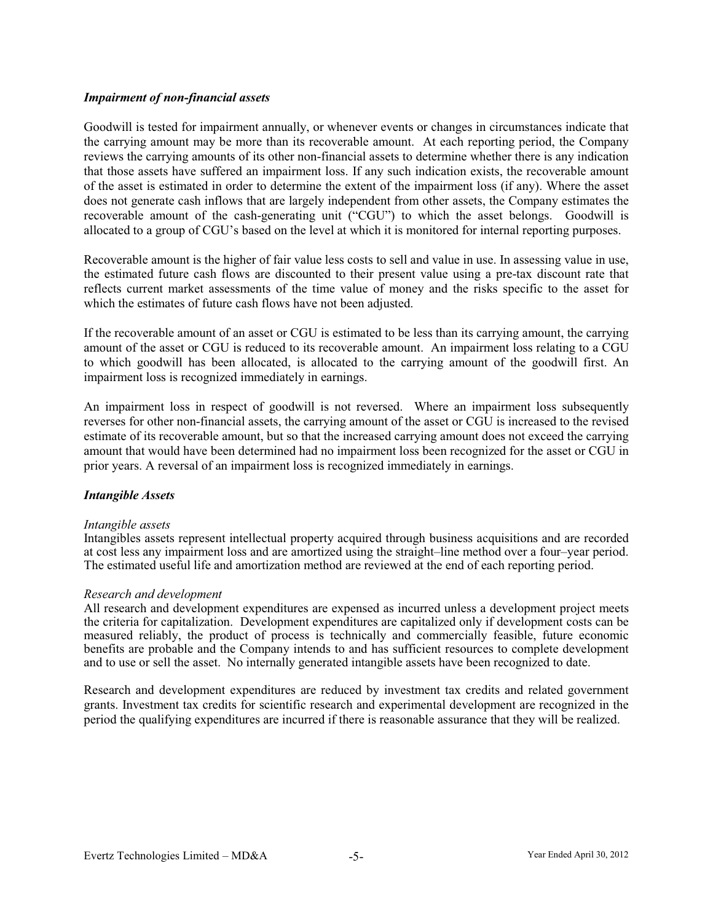### *Impairment of non-financial assets*

Goodwill is tested for impairment annually, or whenever events or changes in circumstances indicate that the carrying amount may be more than its recoverable amount. At each reporting period, the Company reviews the carrying amounts of its other non-financial assets to determine whether there is any indication that those assets have suffered an impairment loss. If any such indication exists, the recoverable amount of the asset is estimated in order to determine the extent of the impairment loss (if any). Where the asset does not generate cash inflows that are largely independent from other assets, the Company estimates the recoverable amount of the cash-generating unit ("CGU") to which the asset belongs. Goodwill is allocated to a group of CGU's based on the level at which it is monitored for internal reporting purposes.

Recoverable amount is the higher of fair value less costs to sell and value in use. In assessing value in use, the estimated future cash flows are discounted to their present value using a pre-tax discount rate that reflects current market assessments of the time value of money and the risks specific to the asset for which the estimates of future cash flows have not been adjusted.

If the recoverable amount of an asset or CGU is estimated to be less than its carrying amount, the carrying amount of the asset or CGU is reduced to its recoverable amount. An impairment loss relating to a CGU to which goodwill has been allocated, is allocated to the carrying amount of the goodwill first. An impairment loss is recognized immediately in earnings.

An impairment loss in respect of goodwill is not reversed. Where an impairment loss subsequently reverses for other non-financial assets, the carrying amount of the asset or CGU is increased to the revised estimate of its recoverable amount, but so that the increased carrying amount does not exceed the carrying amount that would have been determined had no impairment loss been recognized for the asset or CGU in prior years. A reversal of an impairment loss is recognized immediately in earnings.

### *Intangible Assets*

*Intangible assets*

Intangibles assets represent intellectual property acquired through business acquisitions and are recorded at cost less any impairment loss and are amortized using the straight–line method over a four–year period. The estimated useful life and amortization method are reviewed at the end of each reporting period.

*Research and development*

All research and development expenditures are expensed as incurred unless a development project meets the criteria for capitalization. Development expenditures are capitalized only if development costs can be measured reliably, the product of process is technically and commercially feasible, future economic benefits are probable and the Company intends to and has sufficient resources to complete development and to use or sell the asset. No internally generated intangible assets have been recognized to date.

Research and development expenditures are reduced by investment tax credits and related government grants. Investment tax credits for scientific research and experimental development are recognized in the period the qualifying expenditures are incurred if there is reasonable assurance that they will be realized.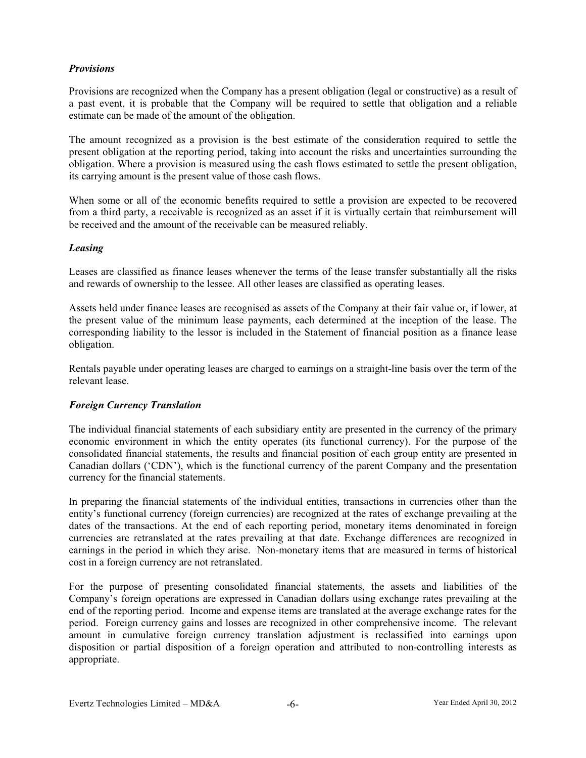### *Provisions*

Provisions are recognized when the Company has a present obligation (legal or constructive) as a result of a past event, it is probable that the Company will be required to settle that obligation and a reliable estimate can be made of the amount of the obligation.

The amount recognized as a provision is the best estimate of the consideration required to settle the present obligation at the reporting period, taking into account the risks and uncertainties surrounding the obligation. Where a provision is measured using the cash flows estimated to settle the present obligation, its carrying amount is the present value of those cash flows.

When some or all of the economic benefits required to settle a provision are expected to be recovered from a third party, a receivable is recognized as an asset if it is virtually certain that reimbursement will be received and the amount of the receivable can be measured reliably.

### *Leasing*

Leases are classified as finance leases whenever the terms of the lease transfer substantially all the risks and rewards of ownership to the lessee. All other leases are classified as operating leases.

Assets held under finance leases are recognised as assets of the Company at their fair value or, if lower, at the present value of the minimum lease payments, each determined at the inception of the lease. The corresponding liability to the lessor is included in the Statement of financial position as a finance lease obligation.

Rentals payable under operating leases are charged to earnings on a straight-line basis over the term of the relevant lease.

### *Foreign Currency Translation*

The individual financial statements of each subsidiary entity are presented in the currency of the primary economic environment in which the entity operates (its functional currency). For the purpose of the consolidated financial statements, the results and financial position of each group entity are presented in Canadian dollars ('CDN'), which is the functional currency of the parent Company and the presentation currency for the financial statements.

In preparing the financial statements of the individual entities, transactions in currencies other than the entity's functional currency (foreign currencies) are recognized at the rates of exchange prevailing at the dates of the transactions. At the end of each reporting period, monetary items denominated in foreign currencies are retranslated at the rates prevailing at that date. Exchange differences are recognized in earnings in the period in which they arise. Non-monetary items that are measured in terms of historical cost in a foreign currency are not retranslated.

For the purpose of presenting consolidated financial statements, the assets and liabilities of the Company's foreign operations are expressed in Canadian dollars using exchange rates prevailing at the end of the reporting period. Income and expense items are translated at the average exchange rates for the period. Foreign currency gains and losses are recognized in other comprehensive income. The relevant amount in cumulative foreign currency translation adjustment is reclassified into earnings upon disposition or partial disposition of a foreign operation and attributed to non-controlling interests as appropriate.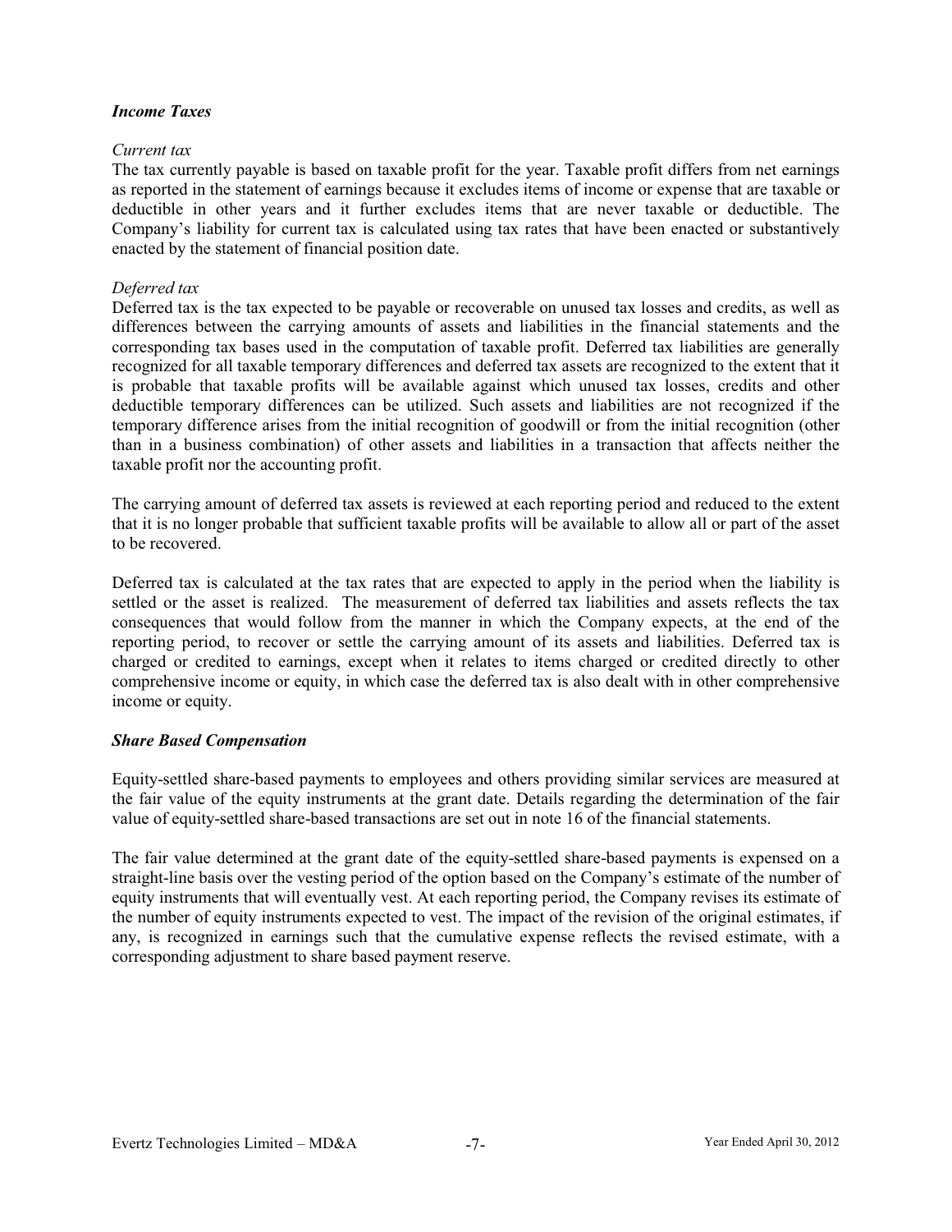### *Income Taxes*

*Current tax*

The tax currently payable is based on taxable profit for the year. Taxable profit differs from net earnings as reported in the statement of earnings because it excludes items of income or expense that are taxable or deductible in other years and it further excludes items that are never taxable or deductible. The Company's liability for current tax is calculated using tax rates that have been enacted or substantively enacted by the statement of financial position date.

*Deferred tax*

Deferred tax is the tax expected to be payable or recoverable on unused tax losses and credits, as well as differences between the carrying amounts of assets and liabilities in the financial statements and the corresponding tax bases used in the computation of taxable profit. Deferred tax liabilities are generally recognized for all taxable temporary differences and deferred tax assets are recognized to the extent that it is probable that taxable profits will be available against which unused tax losses, credits and other deductible temporary differences can be utilized. Such assets and liabilities are not recognized if the temporary difference arises from the initial recognition of goodwill or from the initial recognition (other than in a business combination) of other assets and liabilities in a transaction that affects neither the taxable profit nor the accounting profit.

The carrying amount of deferred tax assets is reviewed at each reporting period and reduced to the extent that it is no longer probable that sufficient taxable profits will be available to allow all or part of the asset to be recovered.

Deferred tax is calculated at the tax rates that are expected to apply in the period when the liability is settled or the asset is realized. The measurement of deferred tax liabilities and assets reflects the tax consequences that would follow from the manner in which the Company expects, at the end of the reporting period, to recover or settle the carrying amount of its assets and liabilities. Deferred tax is charged or credited to earnings, except when it relates to items charged or credited directly to other comprehensive income or equity, in which case the deferred tax is also dealt with in other comprehensive income or equity.

### *Share Based Compensation*

Equity-settled share-based payments to employees and others providing similar services are measured at the fair value of the equity instruments at the grant date. Details regarding the determination of the fair value of equity-settled share-based transactions are set out in note 16 of the financial statements.

The fair value determined at the grant date of the equity-settled share-based payments is expensed on a straight-line basis over the vesting period of the option based on the Company's estimate of the number of equity instruments that will eventually vest. At each reporting period, the Company revises its estimate of the number of equity instruments expected to vest. The impact of the revision of the original estimates, if any, is recognized in earnings such that the cumulative expense reflects the revised estimate, with a corresponding adjustment to share based payment reserve.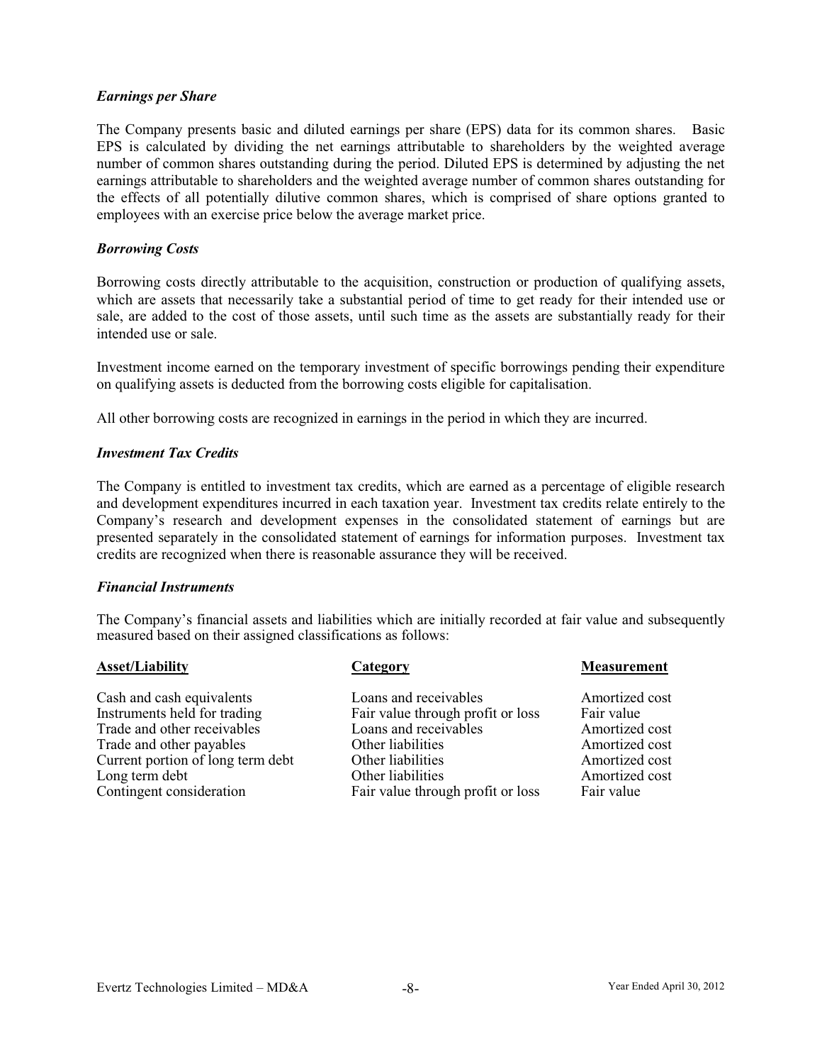### *Earnings per Share*

The Company presents basic and diluted earnings per share (EPS) data for its common shares. Basic EPS is calculated by dividing the net earnings attributable to shareholders by the weighted average number of common shares outstanding during the period. Diluted EPS is determined by adjusting the net earnings attributable to shareholders and the weighted average number of common shares outstanding for the effects of all potentially dilutive common shares, which is comprised of share options granted to employees with an exercise price below the average market price.

### *Borrowing Costs*

Borrowing costs directly attributable to the acquisition, construction or production of qualifying assets, which are assets that necessarily take a substantial period of time to get ready for their intended use or sale, are added to the cost of those assets, until such time as the assets are substantially ready for their intended use or sale.

Investment income earned on the temporary investment of specific borrowings pending their expenditure on qualifying assets is deducted from the borrowing costs eligible for capitalisation.

All other borrowing costs are recognized in earnings in the period in which they are incurred.

### *Investment Tax Credits*

The Company is entitled to investment tax credits, which are earned as a percentage of eligible research and development expenditures incurred in each taxation year. Investment tax credits relate entirely to the Company's research and development expenses in the consolidated statement of earnings but are presented separately in the consolidated statement of earnings for information purposes. Investment tax credits are recognized when there is reasonable assurance they will be received.

### *Financial Instruments*

The Company's financial assets and liabilities which are initially recorded at fair value and subsequently measured based on their assigned classifications as follows:

| Asset/Liability | Category | Measurement |
|---|---|---|
| Cash and cash equivalents | Loans and receivables | Amortized cost |
| Instruments held for trading | Fair value through profit or loss | Fair value |
| Trade and other receivables | Loans and receivables | Amortized cost |
| Trade and other payables | Other liabilities | Amortized cost |
| Current portion of long term debt | Other liabilities | Amortized cost |
| Long term debt | Other liabilities | Amortized cost |
| Contingent consideration | Fair value through profit or loss | Fair value |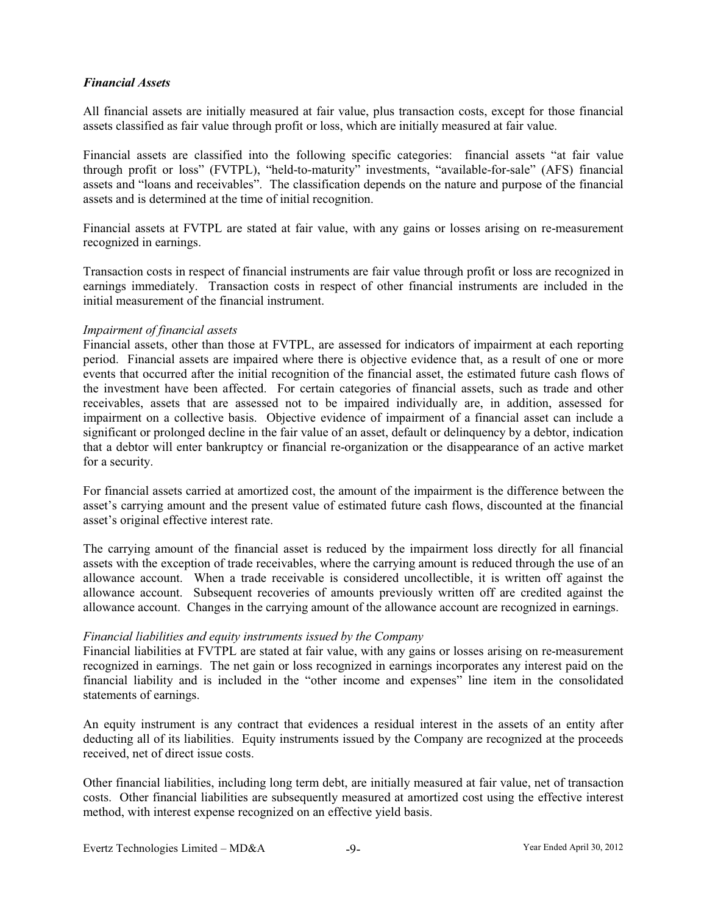### *Financial Assets*

All financial assets are initially measured at fair value, plus transaction costs, except for those financial assets classified as fair value through profit or loss, which are initially measured at fair value.

Financial assets are classified into the following specific categories: financial assets "at fair value through profit or loss" (FVTPL), "held-to-maturity" investments, "available-for-sale" (AFS) financial assets and "loans and receivables". The classification depends on the nature and purpose of the financial assets and is determined at the time of initial recognition.

Financial assets at FVTPL are stated at fair value, with any gains or losses arising on re-measurement recognized in earnings.

Transaction costs in respect of financial instruments are fair value through profit or loss are recognized in earnings immediately. Transaction costs in respect of other financial instruments are included in the initial measurement of the financial instrument.

*Impairment of financial assets*

Financial assets, other than those at FVTPL, are assessed for indicators of impairment at each reporting period. Financial assets are impaired where there is objective evidence that, as a result of one or more events that occurred after the initial recognition of the financial asset, the estimated future cash flows of the investment have been affected. For certain categories of financial assets, such as trade and other receivables, assets that are assessed not to be impaired individually are, in addition, assessed for impairment on a collective basis. Objective evidence of impairment of a financial asset can include a significant or prolonged decline in the fair value of an asset, default or delinquency by a debtor, indication that a debtor will enter bankruptcy or financial re-organization or the disappearance of an active market for a security.

For financial assets carried at amortized cost, the amount of the impairment is the difference between the asset's carrying amount and the present value of estimated future cash flows, discounted at the financial asset's original effective interest rate.

The carrying amount of the financial asset is reduced by the impairment loss directly for all financial assets with the exception of trade receivables, where the carrying amount is reduced through the use of an allowance account. When a trade receivable is considered uncollectible, it is written off against the allowance account. Subsequent recoveries of amounts previously written off are credited against the allowance account. Changes in the carrying amount of the allowance account are recognized in earnings.

*Financial liabilities and equity instruments issued by the Company*

Financial liabilities at FVTPL are stated at fair value, with any gains or losses arising on re-measurement recognized in earnings. The net gain or loss recognized in earnings incorporates any interest paid on the financial liability and is included in the "other income and expenses" line item in the consolidated statements of earnings.

An equity instrument is any contract that evidences a residual interest in the assets of an entity after deducting all of its liabilities. Equity instruments issued by the Company are recognized at the proceeds received, net of direct issue costs.

Other financial liabilities, including long term debt, are initially measured at fair value, net of transaction costs. Other financial liabilities are subsequently measured at amortized cost using the effective interest method, with interest expense recognized on an effective yield basis.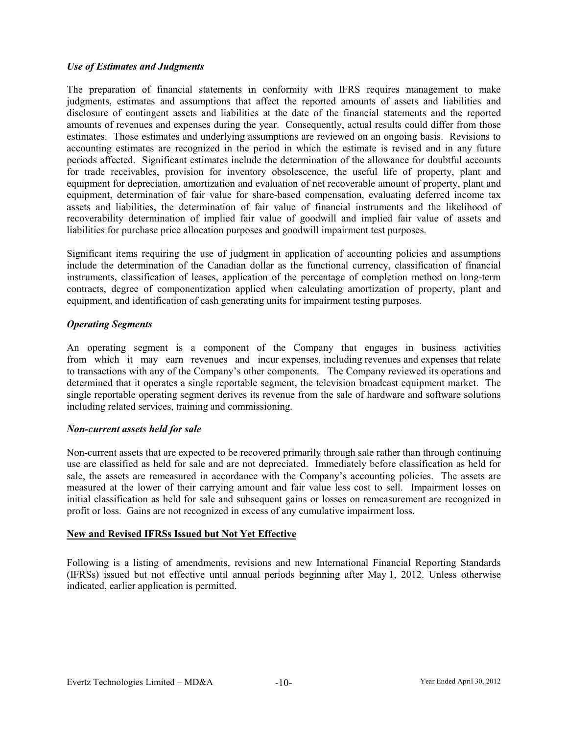### *Use of Estimates and Judgments*

The preparation of financial statements in conformity with IFRS requires management to make judgments, estimates and assumptions that affect the reported amounts of assets and liabilities and disclosure of contingent assets and liabilities at the date of the financial statements and the reported amounts of revenues and expenses during the year. Consequently, actual results could differ from those estimates. Those estimates and underlying assumptions are reviewed on an ongoing basis. Revisions to accounting estimates are recognized in the period in which the estimate is revised and in any future periods affected. Significant estimates include the determination of the allowance for doubtful accounts for trade receivables, provision for inventory obsolescence, the useful life of property, plant and equipment for depreciation, amortization and evaluation of net recoverable amount of property, plant and equipment, determination of fair value for share-based compensation, evaluating deferred income tax assets and liabilities, the determination of fair value of financial instruments and the likelihood of recoverability determination of implied fair value of goodwill and implied fair value of assets and liabilities for purchase price allocation purposes and goodwill impairment test purposes.

Significant items requiring the use of judgment in application of accounting policies and assumptions include the determination of the Canadian dollar as the functional currency, classification of financial instruments, classification of leases, application of the percentage of completion method on long-term contracts, degree of componentization applied when calculating amortization of property, plant and equipment, and identification of cash generating units for impairment testing purposes.

### *Operating Segments*

An operating segment is a component of the Company that engages in business activities from which it may earn revenues and incur expenses, including revenues and expenses that relate to transactions with any of the Company's other components. The Company reviewed its operations and determined that it operates a single reportable segment, the television broadcast equipment market. The single reportable operating segment derives its revenue from the sale of hardware and software solutions including related services, training and commissioning.

### *Non-current assets held for sale*

Non-current assets that are expected to be recovered primarily through sale rather than through continuing use are classified as held for sale and are not depreciated. Immediately before classification as held for sale, the assets are remeasured in accordance with the Company's accounting policies. The assets are measured at the lower of their carrying amount and fair value less cost to sell. Impairment losses on initial classification as held for sale and subsequent gains or losses on remeasurement are recognized in profit or loss. Gains are not recognized in excess of any cumulative impairment loss.

## New and Revised IFRSs Issued but Not Yet Effective

Following is a listing of amendments, revisions and new International Financial Reporting Standards (IFRSs) issued but not effective until annual periods beginning after May 1, 2012. Unless otherwise indicated, earlier application is permitted.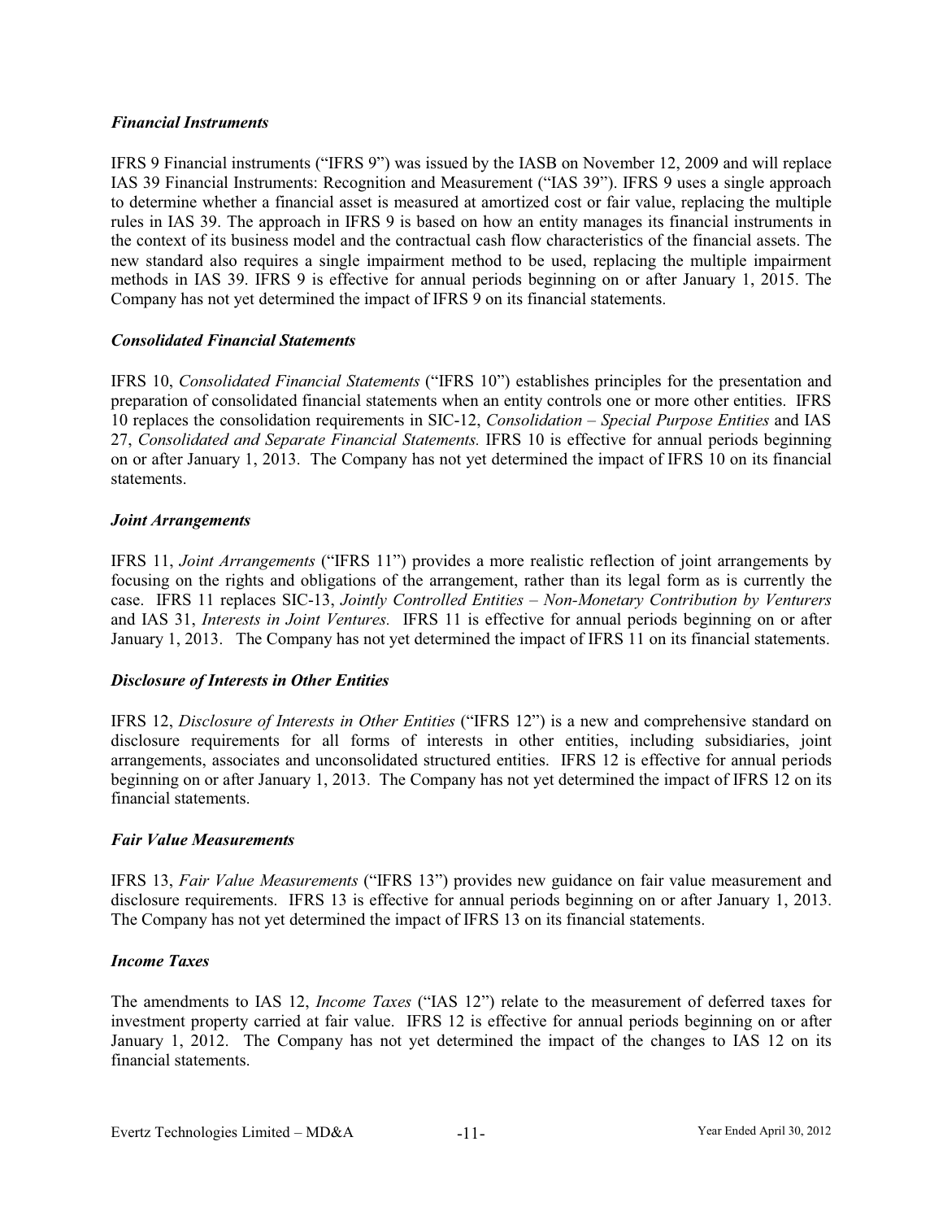### *Financial Instruments*

IFRS 9 Financial instruments ("IFRS 9") was issued by the IASB on November 12, 2009 and will replace IAS 39 Financial Instruments: Recognition and Measurement ("IAS 39"). IFRS 9 uses a single approach to determine whether a financial asset is measured at amortized cost or fair value, replacing the multiple rules in IAS 39. The approach in IFRS 9 is based on how an entity manages its financial instruments in the context of its business model and the contractual cash flow characteristics of the financial assets. The new standard also requires a single impairment method to be used, replacing the multiple impairment methods in IAS 39. IFRS 9 is effective for annual periods beginning on or after January 1, 2015. The Company has not yet determined the impact of IFRS 9 on its financial statements.

### *Consolidated Financial Statements*

IFRS 10, *Consolidated Financial Statements* ("IFRS 10") establishes principles for the presentation and preparation of consolidated financial statements when an entity controls one or more other entities. IFRS 10 replaces the consolidation requirements in SIC-12, *Consolidation – Special Purpose Entities* and IAS 27, *Consolidated and Separate Financial Statements.* IFRS 10 is effective for annual periods beginning on or after January 1, 2013. The Company has not yet determined the impact of IFRS 10 on its financial statements.

### *Joint Arrangements*

IFRS 11, *Joint Arrangements* ("IFRS 11") provides a more realistic reflection of joint arrangements by focusing on the rights and obligations of the arrangement, rather than its legal form as is currently the case. IFRS 11 replaces SIC-13, *Jointly Controlled Entities – Non-Monetary Contribution by Venturers* and IAS 31, *Interests in Joint Ventures.* IFRS 11 is effective for annual periods beginning on or after January 1, 2013. The Company has not yet determined the impact of IFRS 11 on its financial statements.

### *Disclosure of Interests in Other Entities*

IFRS 12, *Disclosure of Interests in Other Entities* ("IFRS 12") is a new and comprehensive standard on disclosure requirements for all forms of interests in other entities, including subsidiaries, joint arrangements, associates and unconsolidated structured entities. IFRS 12 is effective for annual periods beginning on or after January 1, 2013. The Company has not yet determined the impact of IFRS 12 on its financial statements.

### *Fair Value Measurements*

IFRS 13, *Fair Value Measurements* ("IFRS 13") provides new guidance on fair value measurement and disclosure requirements. IFRS 13 is effective for annual periods beginning on or after January 1, 2013. The Company has not yet determined the impact of IFRS 13 on its financial statements.

### *Income Taxes*

The amendments to IAS 12, *Income Taxes* ("IAS 12") relate to the measurement of deferred taxes for investment property carried at fair value. IFRS 12 is effective for annual periods beginning on or after January 1, 2012. The Company has not yet determined the impact of the changes to IAS 12 on its financial statements.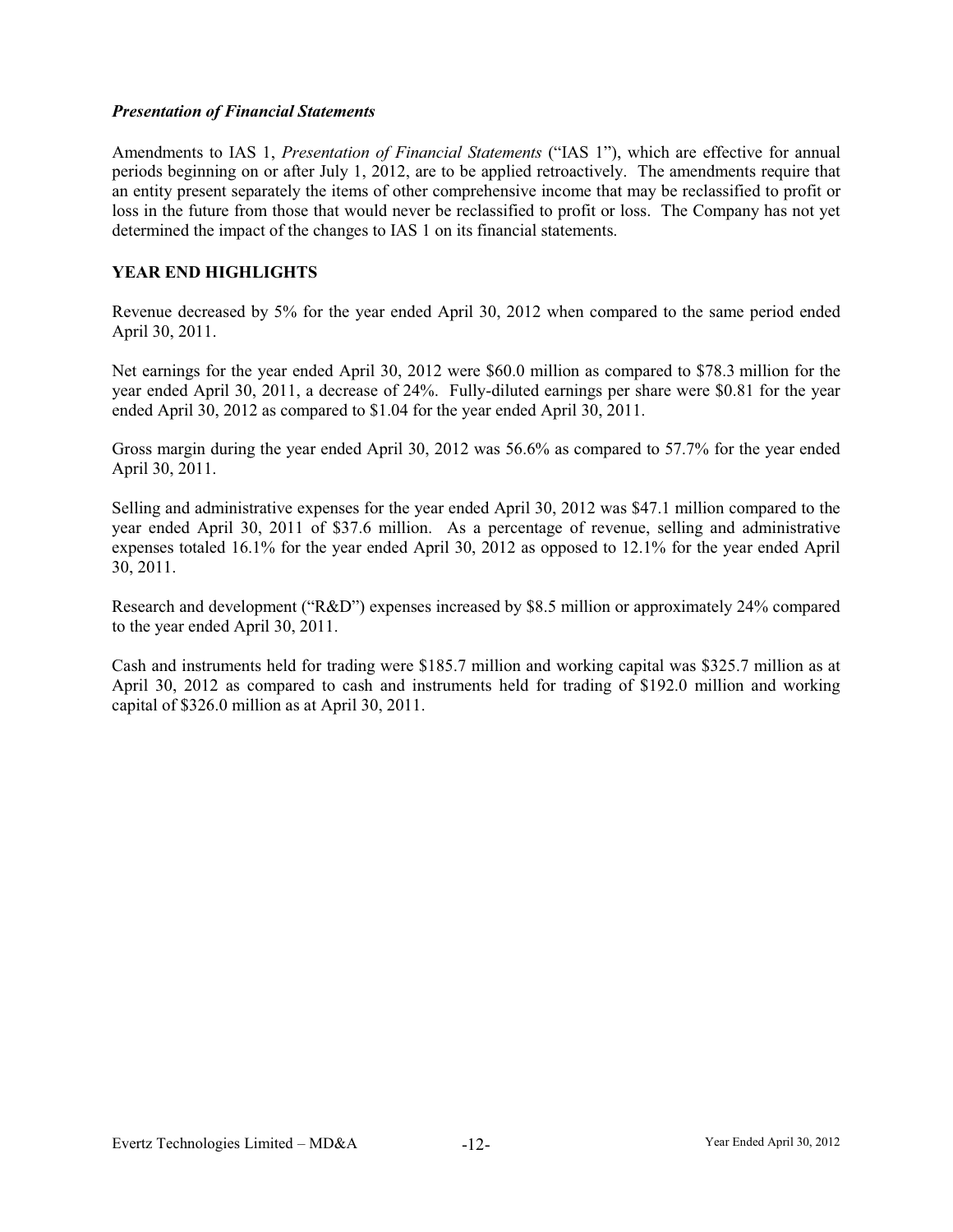### *Presentation of Financial Statements*

Amendments to IAS 1, *Presentation of Financial Statements* ("IAS 1"), which are effective for annual periods beginning on or after July 1, 2012, are to be applied retroactively. The amendments require that an entity present separately the items of other comprehensive income that may be reclassified to profit or loss in the future from those that would never be reclassified to profit or loss. The Company has not yet determined the impact of the changes to IAS 1 on its financial statements.

## YEAR END HIGHLIGHTS

Revenue decreased by 5% for the year ended April 30, 2012 when compared to the same period ended April 30, 2011.

Net earnings for the year ended April 30, 2012 were $60.0 million as compared to $78.3 million for the year ended April 30, 2011, a decrease of 24%. Fully-diluted earnings per share were $0.81 for the year ended April 30, 2012 as compared to $1.04 for the year ended April 30, 2011.

Gross margin during the year ended April 30, 2012 was 56.6% as compared to 57.7% for the year ended April 30, 2011.

Selling and administrative expenses for the year ended April 30, 2012 was $47.1 million compared to the year ended April 30, 2011 of $37.6 million. As a percentage of revenue, selling and administrative expenses totaled 16.1% for the year ended April 30, 2012 as opposed to 12.1% for the year ended April 30, 2011.

Research and development ("R&D") expenses increased by $8.5 million or approximately 24% compared to the year ended April 30, 2011.

Cash and instruments held for trading were $185.7 million and working capital was $325.7 million as at April 30, 2012 as compared to cash and instruments held for trading of $192.0 million and working capital of $326.0 million as at April 30, 2011.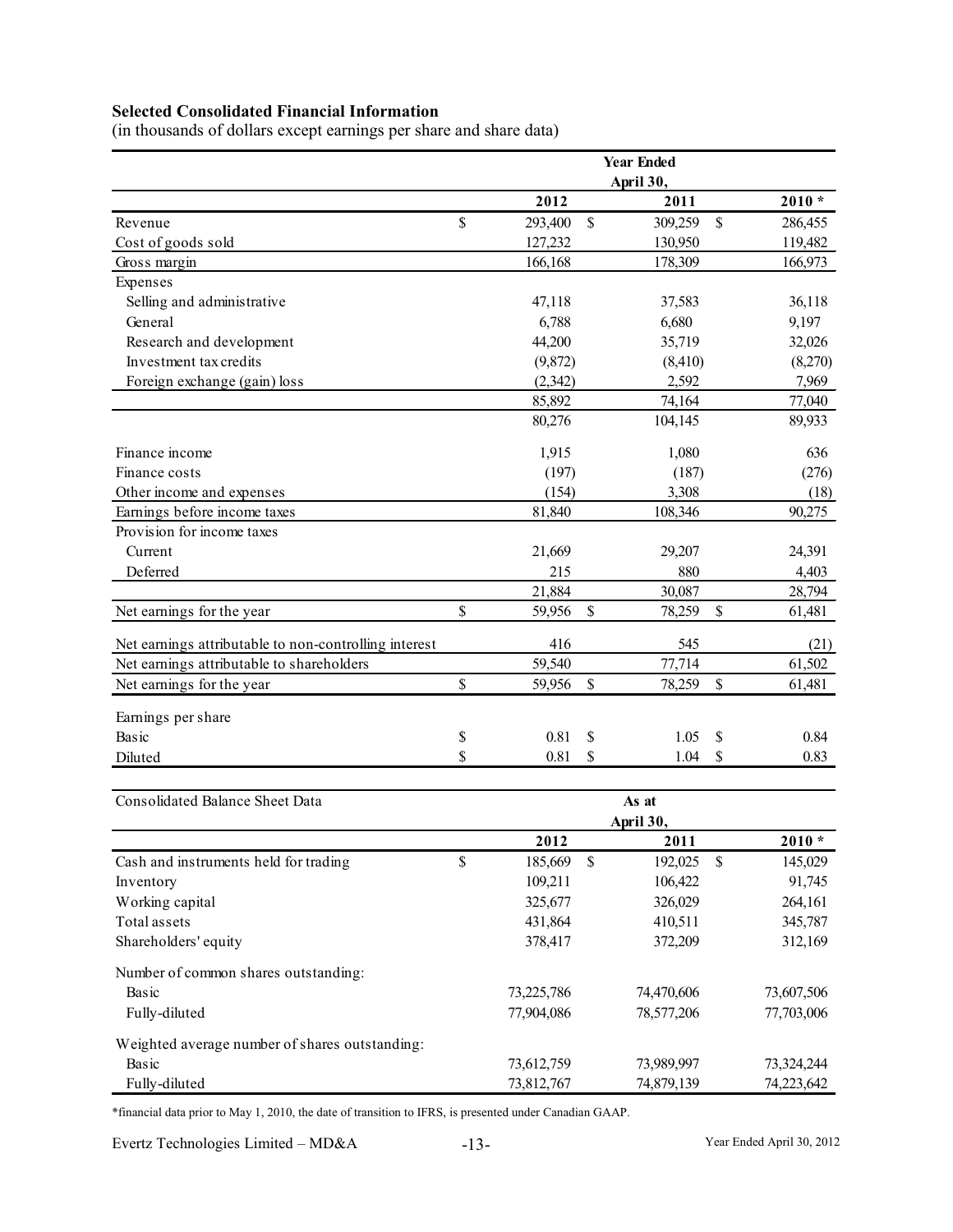**Selected Consolidated Financial Information**
(in thousands of dollars except earnings per share and share data)

| | Year Ended April 30, | | |
|---|---|---|---|
| | 2012 | 2011 | 2010 * |
| Revenue | $ 293,400 | $ 309,259 | $ 286,455 |
| Cost of goods sold | 127,232 | 130,950 | 119,482 |
| Gross margin | 166,168 | 178,309 | 166,973 |
| Expenses | | | |
| Selling and administrative | 47,118 | 37,583 | 36,118 |
| General | 6,788 | 6,680 | 9,197 |
| Research and development | 44,200 | 35,719 | 32,026 |
| Investment tax credits | (9,872) | (8,410) | (8,270) |
| Foreign exchange (gain) loss | (2,342) | 2,592 | 7,969 |
| | 85,892 | 74,164 | 77,040 |
| | 80,276 | 104,145 | 89,933 |
| Finance income | 1,915 | 1,080 | 636 |
| Finance costs | (197) | (187) | (276) |
| Other income and expenses | (154) | 3,308 | (18) |
| Earnings before income taxes | 81,840 | 108,346 | 90,275 |
| Provision for income taxes | | | |
| Current | 21,669 | 29,207 | 24,391 |
| Deferred | 215 | 880 | 4,403 |
| | 21,884 | 30,087 | 28,794 |
| Net earnings for the year | $ 59,956 | $ 78,259 | $ 61,481 |
| Net earnings attributable to non-controlling interest | 416 | 545 | (21) |
| Net earnings attributable to shareholders | 59,540 | 77,714 | 61,502 |
| Net earnings for the year | $ 59,956 | $ 78,259 | $ 61,481 |
| Earnings per share | | | |
| Basic | $ 0.81 | $ 1.05 | $ 0.84 |
| Diluted | $ 0.81 | $ 1.04 | $ 0.83 |

| Consolidated Balance Sheet Data | As at April 30, | | |
|---|---|---|---|
| | 2012 | 2011 | 2010 * |
| Cash and instruments held for trading | $ 185,669 | $ 192,025 | $ 145,029 |
| Inventory | 109,211 | 106,422 | 91,745 |
| Working capital | 325,677 | 326,029 | 264,161 |
| Total assets | 431,864 | 410,511 | 345,787 |
| Shareholders' equity | 378,417 | 372,209 | 312,169 |
| Number of common shares outstanding: | | | |
| Basic | 73,225,786 | 74,470,606 | 73,607,506 |
| Fully-diluted | 77,904,086 | 78,577,206 | 77,703,006 |
| Weighted average number of shares outstanding: | | | |
| Basic | 73,612,759 | 73,989,997 | 73,324,244 |
| Fully-diluted | 73,812,767 | 74,879,139 | 74,223,642 |

*financial data prior to May 1, 2010, the date of transition to IFRS, is presented under Canadian GAAP.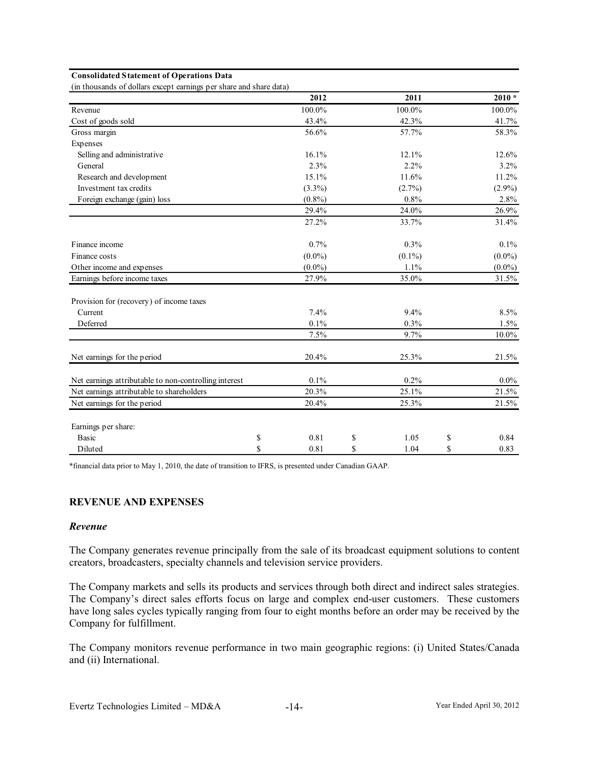**Consolidated Statement of Operations Data**

(in thousands of dollars except earnings per share and share data)

| | 2012 | 2011 | 2010 * |
|---|---|---|---|
| Revenue | 100.0% | 100.0% | 100.0% |
| Cost of goods sold | 43.4% | 42.3% | 41.7% |
| Gross margin | 56.6% | 57.7% | 58.3% |
| Expenses | | | |
| Selling and administrative | 16.1% | 12.1% | 12.6% |
| General | 2.3% | 2.2% | 3.2% |
| Research and development | 15.1% | 11.6% | 11.2% |
| Investment tax credits | (3.3%) | (2.7%) | (2.9%) |
| Foreign exchange (gain) loss | (0.8%) | 0.8% | 2.8% |
| | 29.4% | 24.0% | 26.9% |
| | 27.2% | 33.7% | 31.4% |
| Finance income | 0.7% | 0.3% | 0.1% |
| Finance costs | (0.0%) | (0.1%) | (0.0%) |
| Other income and expenses | (0.0%) | 1.1% | (0.0%) |
| Earnings before income taxes | 27.9% | 35.0% | 31.5% |
| Provision for (recovery) of income taxes | | | |
| Current | 7.4% | 9.4% | 8.5% |
| Deferred | 0.1% | 0.3% | 1.5% |
| | 7.5% | 9.7% | 10.0% |
| Net earnings for the period | 20.4% | 25.3% | 21.5% |
| Net earnings attributable to non-controlling interest | 0.1% | 0.2% | 0.0% |
| Net earnings attributable to shareholders | 20.3% | 25.1% | 21.5% |
| Net earnings for the period | 20.4% | 25.3% | 21.5% |
| Earnings per share: | | | |
| Basic | $ 0.81 | $ 1.05 | $ 0.84 |
| Diluted | $ 0.81 | $ 1.04 | $ 0.83 |

*financial data prior to May 1, 2010, the date of transition to IFRS, is presented under Canadian GAAP.

## REVENUE AND EXPENSES

### *Revenue*

The Company generates revenue principally from the sale of its broadcast equipment solutions to content creators, broadcasters, specialty channels and television service providers.

The Company markets and sells its products and services through both direct and indirect sales strategies. The Company's direct sales efforts focus on large and complex end-user customers. These customers have long sales cycles typically ranging from four to eight months before an order may be received by the Company for fulfillment.

The Company monitors revenue performance in two main geographic regions: (i) United States/Canada and (ii) International.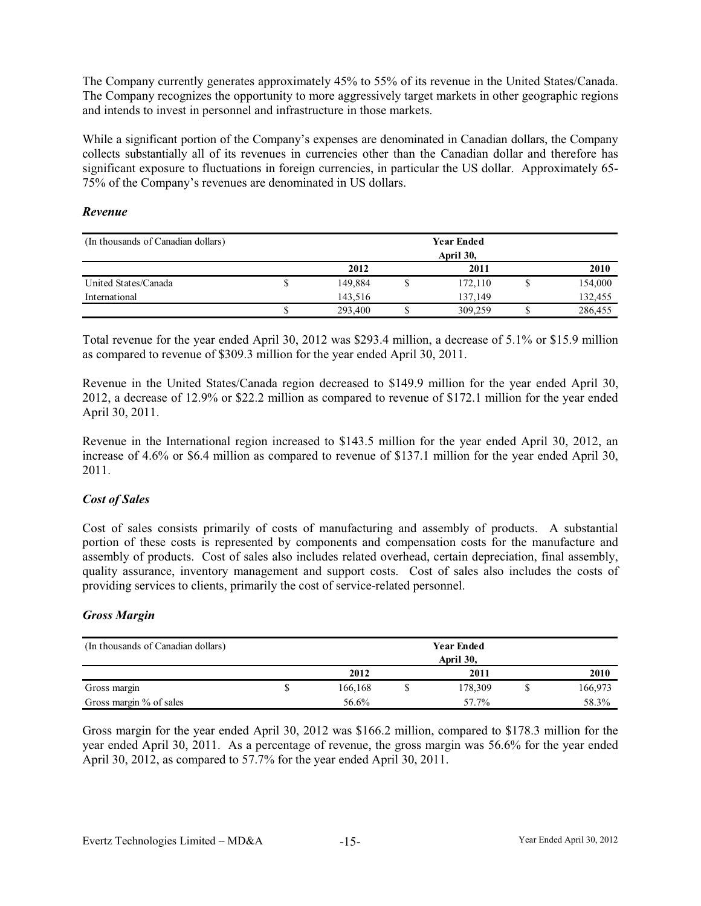The Company currently generates approximately 45% to 55% of its revenue in the United States/Canada. The Company recognizes the opportunity to more aggressively target markets in other geographic regions and intends to invest in personnel and infrastructure in those markets.

While a significant portion of the Company's expenses are denominated in Canadian dollars, the Company collects substantially all of its revenues in currencies other than the Canadian dollar and therefore has significant exposure to fluctuations in foreign currencies, in particular the US dollar. Approximately 65-75% of the Company's revenues are denominated in US dollars.

### *Revenue*

| (In thousands of Canadian dollars) | Year Ended April 30, | | |
|---|---|---|---|
| | 2012 | 2011 | 2010 |
| United States/Canada | $ 149,884 | $ 172,110 | $ 154,000 |
| International | 143,516 | 137,149 | 132,455 |
| | $ 293,400 | $ 309,259 | $ 286,455 |

Total revenue for the year ended April 30, 2012 was $293.4 million, a decrease of 5.1% or $15.9 million as compared to revenue of $309.3 million for the year ended April 30, 2011.

Revenue in the United States/Canada region decreased to $149.9 million for the year ended April 30, 2012, a decrease of 12.9% or $22.2 million as compared to revenue of $172.1 million for the year ended April 30, 2011.

Revenue in the International region increased to $143.5 million for the year ended April 30, 2012, an increase of 4.6% or $6.4 million as compared to revenue of $137.1 million for the year ended April 30, 2011.

### *Cost of Sales*

Cost of sales consists primarily of costs of manufacturing and assembly of products. A substantial portion of these costs is represented by components and compensation costs for the manufacture and assembly of products. Cost of sales also includes related overhead, certain depreciation, final assembly, quality assurance, inventory management and support costs. Cost of sales also includes the costs of providing services to clients, primarily the cost of service-related personnel.

### *Gross Margin*

| (In thousands of Canadian dollars) | Year Ended April 30, | | |
|---|---|---|---|
| | 2012 | 2011 | 2010 |
| Gross margin | $ 166,168 | $ 178,309 | $ 166,973 |
| Gross margin % of sales | 56.6% | 57.7% | 58.3% |

Gross margin for the year ended April 30, 2012 was $166.2 million, compared to $178.3 million for the year ended April 30, 2011. As a percentage of revenue, the gross margin was 56.6% for the year ended April 30, 2012, as compared to 57.7% for the year ended April 30, 2011.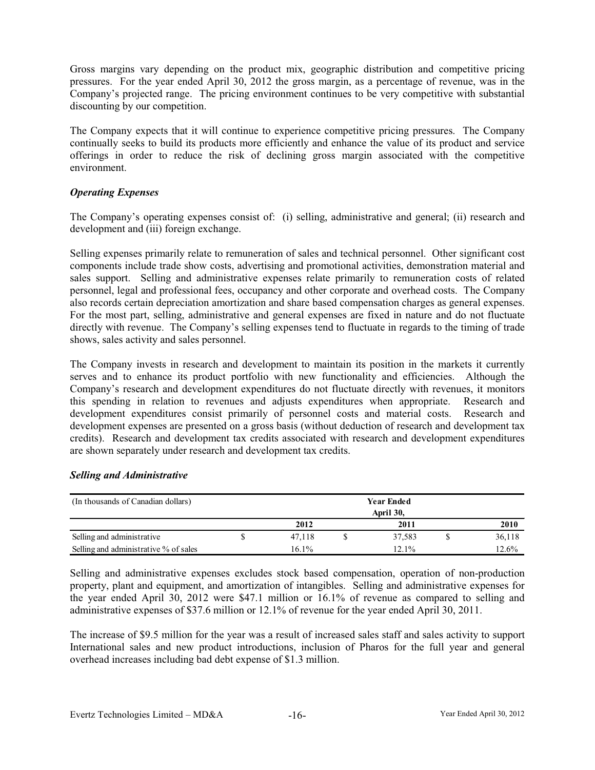Gross margins vary depending on the product mix, geographic distribution and competitive pricing pressures. For the year ended April 30, 2012 the gross margin, as a percentage of revenue, was in the Company's projected range. The pricing environment continues to be very competitive with substantial discounting by our competition.

The Company expects that it will continue to experience competitive pricing pressures. The Company continually seeks to build its products more efficiently and enhance the value of its product and service offerings in order to reduce the risk of declining gross margin associated with the competitive environment.

### *Operating Expenses*

The Company's operating expenses consist of: (i) selling, administrative and general; (ii) research and development and (iii) foreign exchange.

Selling expenses primarily relate to remuneration of sales and technical personnel. Other significant cost components include trade show costs, advertising and promotional activities, demonstration material and sales support. Selling and administrative expenses relate primarily to remuneration costs of related personnel, legal and professional fees, occupancy and other corporate and overhead costs. The Company also records certain depreciation amortization and share based compensation charges as general expenses. For the most part, selling, administrative and general expenses are fixed in nature and do not fluctuate directly with revenue. The Company's selling expenses tend to fluctuate in regards to the timing of trade shows, sales activity and sales personnel.

The Company invests in research and development to maintain its position in the markets it currently serves and to enhance its product portfolio with new functionality and efficiencies. Although the Company's research and development expenditures do not fluctuate directly with revenues, it monitors this spending in relation to revenues and adjusts expenditures when appropriate. Research and development expenditures consist primarily of personnel costs and material costs. Research and development expenses are presented on a gross basis (without deduction of research and development tax credits). Research and development tax credits associated with research and development expenditures are shown separately under research and development tax credits.

### *Selling and Administrative*

| (In thousands of Canadian dollars) | Year Ended April 30, | | |
|---|---|---|---|
| | 2012 | 2011 | 2010 |
| Selling and administrative | $ 47,118 | $ 37,583 | $ 36,118 |
| Selling and administrative % of sales | 16.1% | 12.1% | 12.6% |

Selling and administrative expenses excludes stock based compensation, operation of non-production property, plant and equipment, and amortization of intangibles. Selling and administrative expenses for the year ended April 30, 2012 were $47.1 million or 16.1% of revenue as compared to selling and administrative expenses of $37.6 million or 12.1% of revenue for the year ended April 30, 2011.

The increase of $9.5 million for the year was a result of increased sales staff and sales activity to support International sales and new product introductions, inclusion of Pharos for the full year and general overhead increases including bad debt expense of $1.3 million.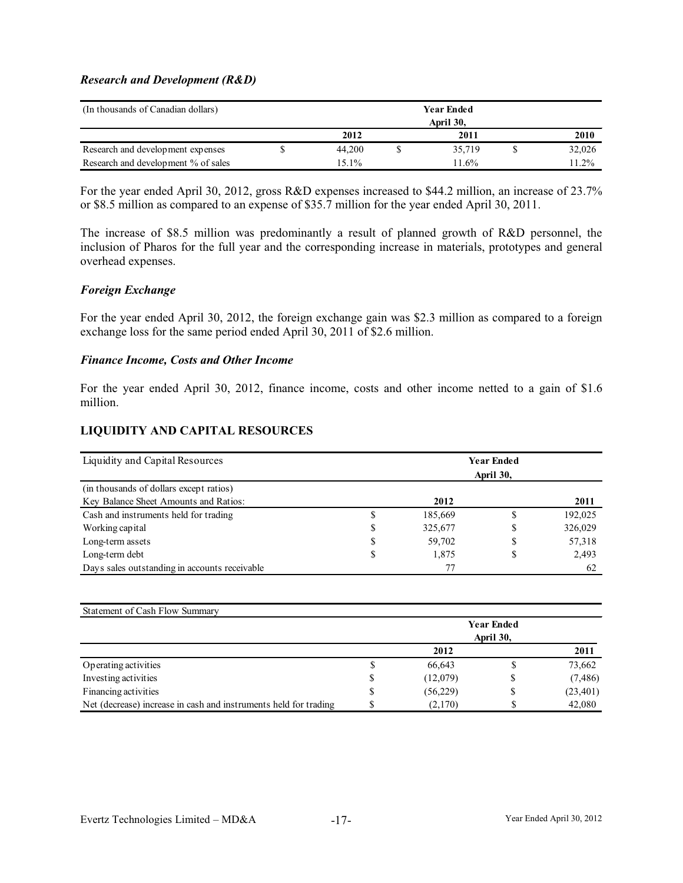### *Research and Development (R&D)*

| (In thousands of Canadian dollars) | Year Ended April 30, | | |
|---|---|---|---|
| | 2012 | 2011 | 2010 |
| Research and development expenses | $ 44,200 | $ 35,719 | $ 32,026 |
| Research and development % of sales | 15.1% | 11.6% | 11.2% |

For the year ended April 30, 2012, gross R&D expenses increased to $44.2 million, an increase of 23.7% or $8.5 million as compared to an expense of $35.7 million for the year ended April 30, 2011.

The increase of $8.5 million was predominantly a result of planned growth of R&D personnel, the inclusion of Pharos for the full year and the corresponding increase in materials, prototypes and general overhead expenses.

### *Foreign Exchange*

For the year ended April 30, 2012, the foreign exchange gain was $2.3 million as compared to a foreign exchange loss for the same period ended April 30, 2011 of $2.6 million.

### *Finance Income, Costs and Other Income*

For the year ended April 30, 2012, finance income, costs and other income netted to a gain of $1.6 million.

## LIQUIDITY AND CAPITAL RESOURCES

| Liquidity and Capital Resources | Year Ended April 30, | |
|---|---|---|
| (in thousands of dollars except ratios) | | |
| Key Balance Sheet Amounts and Ratios: | 2012 | 2011 |
| Cash and instruments held for trading | $ 185,669 | $ 192,025 |
| Working capital | $ 325,677 | $ 326,029 |
| Long-term assets | $ 59,702 | $ 57,318 |
| Long-term debt | $ 1,875 | $ 2,493 |
| Days sales outstanding in accounts receivable | 77 | 62 |

| Statement of Cash Flow Summary | Year Ended April 30, | |
|---|---|---|
| | 2012 | 2011 |
| Operating activities | $ 66,643 | $ 73,662 |
| Investing activities | $ (12,079) | $ (7,486) |
| Financing activities | $ (56,229) | $ (23,401) |
| Net (decrease) increase in cash and instruments held for trading | $ (2,170) | $ 42,080 |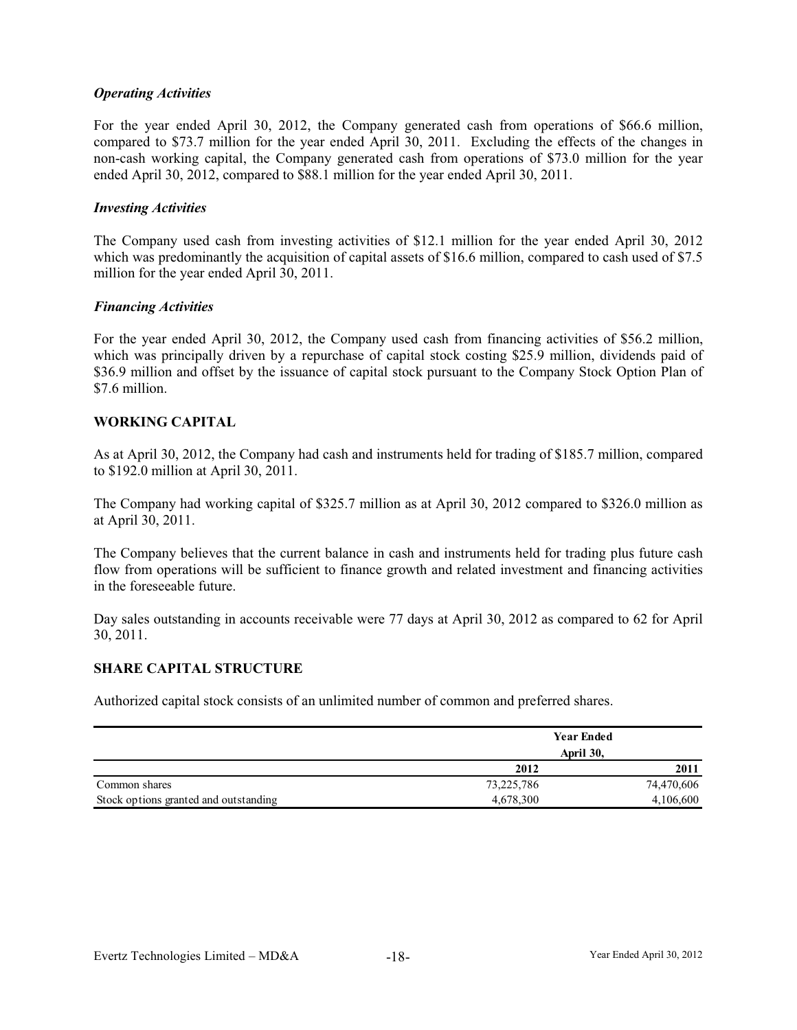### *Operating Activities*

For the year ended April 30, 2012, the Company generated cash from operations of $66.6 million, compared to $73.7 million for the year ended April 30, 2011. Excluding the effects of the changes in non-cash working capital, the Company generated cash from operations of $73.0 million for the year ended April 30, 2012, compared to $88.1 million for the year ended April 30, 2011.

### *Investing Activities*

The Company used cash from investing activities of $12.1 million for the year ended April 30, 2012 which was predominantly the acquisition of capital assets of $16.6 million, compared to cash used of $7.5 million for the year ended April 30, 2011.

### *Financing Activities*

For the year ended April 30, 2012, the Company used cash from financing activities of $56.2 million, which was principally driven by a repurchase of capital stock costing $25.9 million, dividends paid of $36.9 million and offset by the issuance of capital stock pursuant to the Company Stock Option Plan of $7.6 million.

## WORKING CAPITAL

As at April 30, 2012, the Company had cash and instruments held for trading of $185.7 million, compared to $192.0 million at April 30, 2011.

The Company had working capital of $325.7 million as at April 30, 2012 compared to $326.0 million as at April 30, 2011.

The Company believes that the current balance in cash and instruments held for trading plus future cash flow from operations will be sufficient to finance growth and related investment and financing activities in the foreseeable future.

Day sales outstanding in accounts receivable were 77 days at April 30, 2012 as compared to 62 for April 30, 2011.

## SHARE CAPITAL STRUCTURE

Authorized capital stock consists of an unlimited number of common and preferred shares.

| | Year Ended April 30, | |
|---|---|---|
| | 2012 | 2011 |
| Common shares | 73,225,786 | 74,470,606 |
| Stock options granted and outstanding | 4,678,300 | 4,106,600 |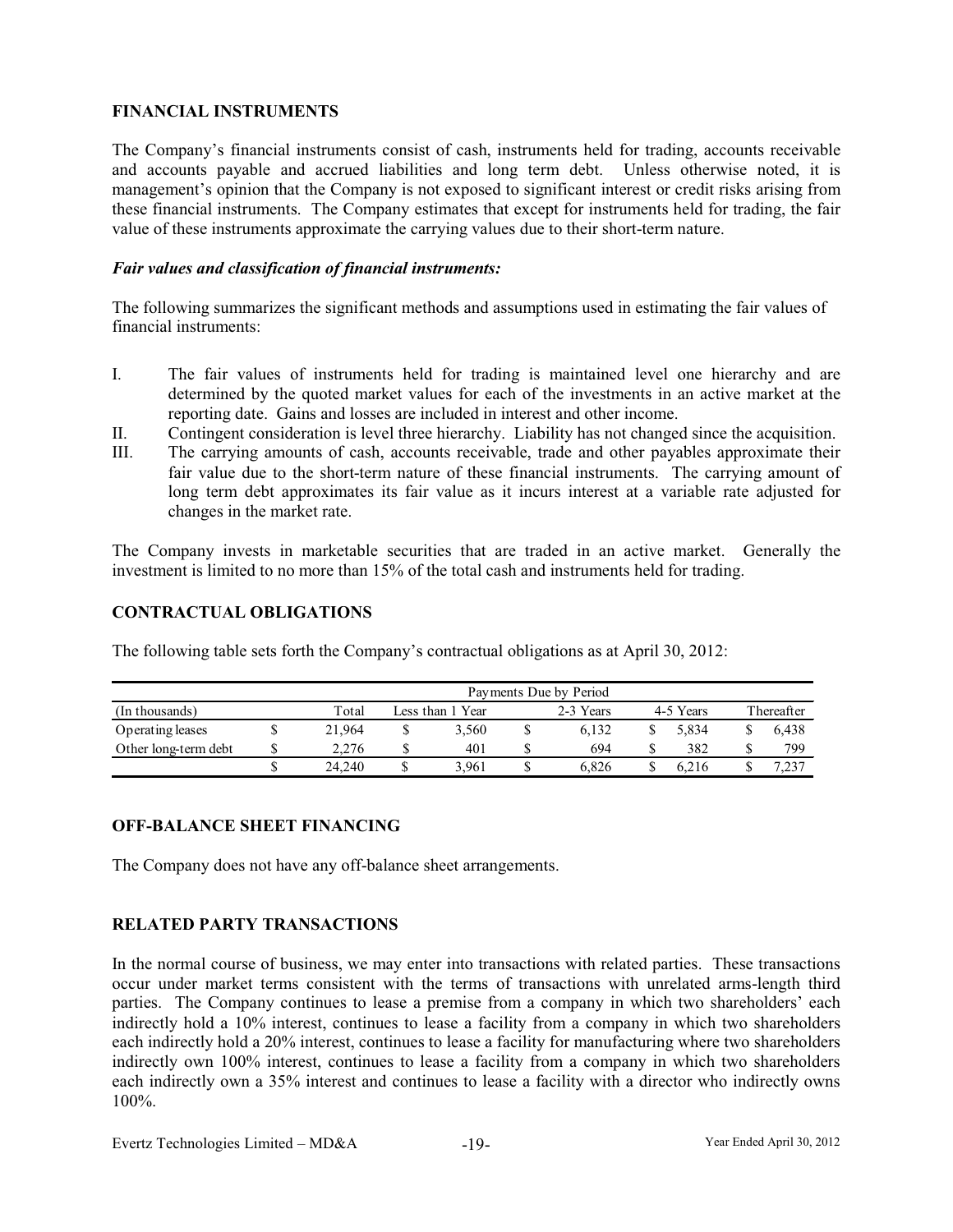## FINANCIAL INSTRUMENTS

The Company's financial instruments consist of cash, instruments held for trading, accounts receivable and accounts payable and accrued liabilities and long term debt. Unless otherwise noted, it is management's opinion that the Company is not exposed to significant interest or credit risks arising from these financial instruments. The Company estimates that except for instruments held for trading, the fair value of these instruments approximate the carrying values due to their short-term nature.

### *Fair values and classification of financial instruments:*

The following summarizes the significant methods and assumptions used in estimating the fair values of financial instruments:

I. The fair values of instruments held for trading is maintained level one hierarchy and are determined by the quoted market values for each of the investments in an active market at the reporting date. Gains and losses are included in interest and other income.

II. Contingent consideration is level three hierarchy. Liability has not changed since the acquisition.

III. The carrying amounts of cash, accounts receivable, trade and other payables approximate their fair value due to the short-term nature of these financial instruments. The carrying amount of long term debt approximates its fair value as it incurs interest at a variable rate adjusted for changes in the market rate.

The Company invests in marketable securities that are traded in an active market. Generally the investment is limited to no more than 15% of the total cash and instruments held for trading.

## CONTRACTUAL OBLIGATIONS

The following table sets forth the Company's contractual obligations as at April 30, 2012:

| | Payments Due by Period | | | | |
|---|---|---|---|---|---|
| (In thousands) | Total | Less than 1 Year | 2-3 Years | 4-5 Years | Thereafter |
| Operating leases | $ 21,964 | $ 3,560 | $ 6,132 | $ 5,834 | $ 6,438 |
| Other long-term debt | $ 2,276 | $ 401 | $ 694 | $ 382 | $ 799 |
| | $ 24,240 | $ 3,961 | $ 6,826 | $ 6,216 | $ 7,237 |

## OFF-BALANCE SHEET FINANCING

The Company does not have any off-balance sheet arrangements.

## RELATED PARTY TRANSACTIONS

In the normal course of business, we may enter into transactions with related parties. These transactions occur under market terms consistent with the terms of transactions with unrelated arms-length third parties. The Company continues to lease a premise from a company in which two shareholders' each indirectly hold a 10% interest, continues to lease a facility from a company in which two shareholders each indirectly hold a 20% interest, continues to lease a facility for manufacturing where two shareholders indirectly own 100% interest, continues to lease a facility from a company in which two shareholders each indirectly own a 35% interest and continues to lease a facility with a director who indirectly owns 100%.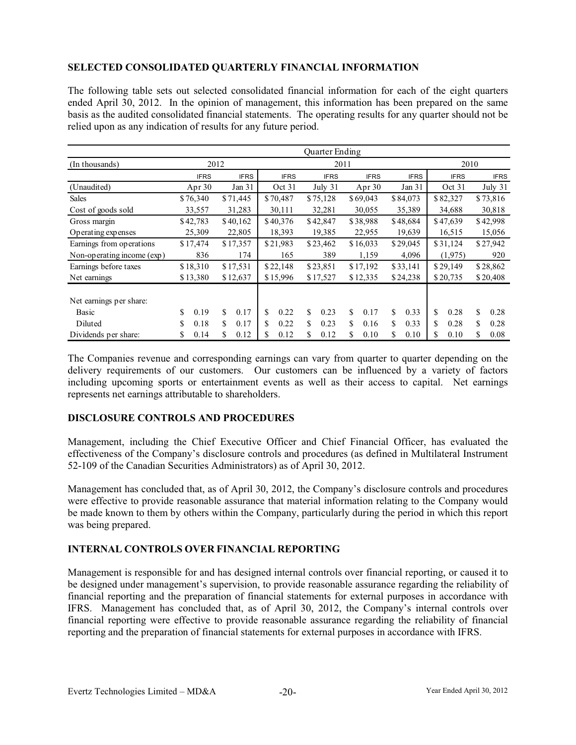## SELECTED CONSOLIDATED QUARTERLY FINANCIAL INFORMATION

The following table sets out selected consolidated financial information for each of the eight quarters ended April 30, 2012. In the opinion of management, this information has been prepared on the same basis as the audited consolidated financial statements. The operating results for any quarter should not be relied upon as any indication of results for any future period.

| | Quarter Ending | | | | | | | |
|---|---|---|---|---|---|---|---|---|
| (In thousands) | 2012 | | 2011 | | | | 2010 | |
| | IFRS | IFRS | IFRS | IFRS | IFRS | IFRS | IFRS | IFRS |
| (Unaudited) | Apr 30 | Jan 31 | Oct 31 | July 31 | Apr 30 | Jan 31 | Oct 31 | July 31 |
| Sales | $76,340 | $71,445 | $70,487 | $75,128 | $69,043 | $84,073 | $82,327 | $73,816 |
| Cost of goods sold | 33,557 | 31,283 | 30,111 | 32,281 | 30,055 | 35,389 | 34,688 | 30,818 |
| Gross margin | $42,783 | $40,162 | $40,376 | $42,847 | $38,988 | $48,684 | $47,639 | $42,998 |
| Operating expenses | 25,309 | 22,805 | 18,393 | 19,385 | 22,955 | 19,639 | 16,515 | 15,056 |
| Earnings from operations | $17,474 | $17,357 | $21,983 | $23,462 | $16,033 | $29,045 | $31,124 | $27,942 |
| Non-operating income (exp) | 836 | 174 | 165 | 389 | 1,159 | 4,096 | (1,975) | 920 |
| Earnings before taxes | $18,310 | $17,531 | $22,148 | $23,851 | $17,192 | $33,141 | $29,149 | $28,862 |
| Net earnings | $13,380 | $12,637 | $15,996 | $17,527 | $12,335 | $24,238 | $20,735 | $20,408 |
| Net earnings per share: | | | | | | | | |
| Basic | $ 0.19 | $ 0.17 | $ 0.22 | $ 0.23 | $ 0.17 | $ 0.33 | $ 0.28 | $ 0.28 |
| Diluted | $ 0.18 | $ 0.17 | $ 0.22 | $ 0.23 | $ 0.16 | $ 0.33 | $ 0.28 | $ 0.28 |
| Dividends per share: | $ 0.14 | $ 0.12 | $ 0.12 | $ 0.12 | $ 0.10 | $ 0.10 | $ 0.10 | $ 0.08 |

The Companies revenue and corresponding earnings can vary from quarter to quarter depending on the delivery requirements of our customers. Our customers can be influenced by a variety of factors including upcoming sports or entertainment events as well as their access to capital. Net earnings represents net earnings attributable to shareholders.

## DISCLOSURE CONTROLS AND PROCEDURES

Management, including the Chief Executive Officer and Chief Financial Officer, has evaluated the effectiveness of the Company's disclosure controls and procedures (as defined in Multilateral Instrument 52-109 of the Canadian Securities Administrators) as of April 30, 2012.

Management has concluded that, as of April 30, 2012, the Company's disclosure controls and procedures were effective to provide reasonable assurance that material information relating to the Company would be made known to them by others within the Company, particularly during the period in which this report was being prepared.

## INTERNAL CONTROLS OVER FINANCIAL REPORTING

Management is responsible for and has designed internal controls over financial reporting, or caused it to be designed under management's supervision, to provide reasonable assurance regarding the reliability of financial reporting and the preparation of financial statements for external purposes in accordance with IFRS. Management has concluded that, as of April 30, 2012, the Company's internal controls over financial reporting were effective to provide reasonable assurance regarding the reliability of financial reporting and the preparation of financial statements for external purposes in accordance with IFRS.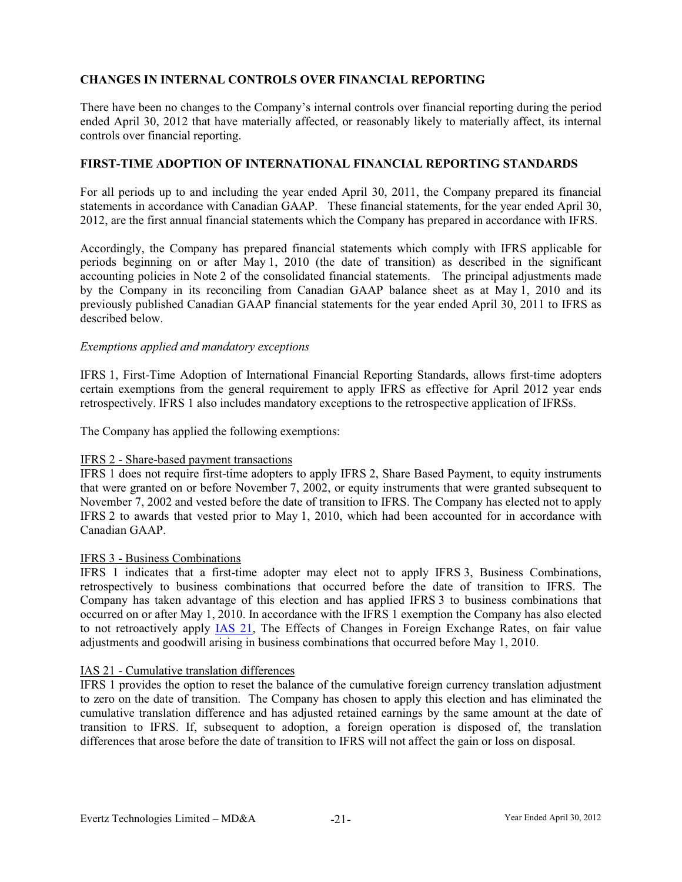## CHANGES IN INTERNAL CONTROLS OVER FINANCIAL REPORTING

There have been no changes to the Company's internal controls over financial reporting during the period ended April 30, 2012 that have materially affected, or reasonably likely to materially affect, its internal controls over financial reporting.

## FIRST-TIME ADOPTION OF INTERNATIONAL FINANCIAL REPORTING STANDARDS

For all periods up to and including the year ended April 30, 2011, the Company prepared its financial statements in accordance with Canadian GAAP. These financial statements, for the year ended April 30, 2012, are the first annual financial statements which the Company has prepared in accordance with IFRS.

Accordingly, the Company has prepared financial statements which comply with IFRS applicable for periods beginning on or after May 1, 2010 (the date of transition) as described in the significant accounting policies in Note 2 of the consolidated financial statements. The principal adjustments made by the Company in its reconciling from Canadian GAAP balance sheet as at May 1, 2010 and its previously published Canadian GAAP financial statements for the year ended April 30, 2011 to IFRS as described below.

*Exemptions applied and mandatory exceptions*

IFRS 1, First-Time Adoption of International Financial Reporting Standards, allows first-time adopters certain exemptions from the general requirement to apply IFRS as effective for April 2012 year ends retrospectively. IFRS 1 also includes mandatory exceptions to the retrospective application of IFRSs.

The Company has applied the following exemptions:

IFRS 2 - Share-based payment transactions

IFRS 1 does not require first-time adopters to apply IFRS 2, Share Based Payment, to equity instruments that were granted on or before November 7, 2002, or equity instruments that were granted subsequent to November 7, 2002 and vested before the date of transition to IFRS. The Company has elected not to apply IFRS 2 to awards that vested prior to May 1, 2010, which had been accounted for in accordance with Canadian GAAP.

IFRS 3 - Business Combinations

IFRS 1 indicates that a first-time adopter may elect not to apply IFRS 3, Business Combinations, retrospectively to business combinations that occurred before the date of transition to IFRS. The Company has taken advantage of this election and has applied IFRS 3 to business combinations that occurred on or after May 1, 2010. In accordance with the IFRS 1 exemption the Company has also elected to not retroactively apply IAS 21, The Effects of Changes in Foreign Exchange Rates, on fair value adjustments and goodwill arising in business combinations that occurred before May 1, 2010.

IAS 21 - Cumulative translation differences

IFRS 1 provides the option to reset the balance of the cumulative foreign currency translation adjustment to zero on the date of transition. The Company has chosen to apply this election and has eliminated the cumulative translation difference and has adjusted retained earnings by the same amount at the date of transition to IFRS. If, subsequent to adoption, a foreign operation is disposed of, the translation differences that arose before the date of transition to IFRS will not affect the gain or loss on disposal.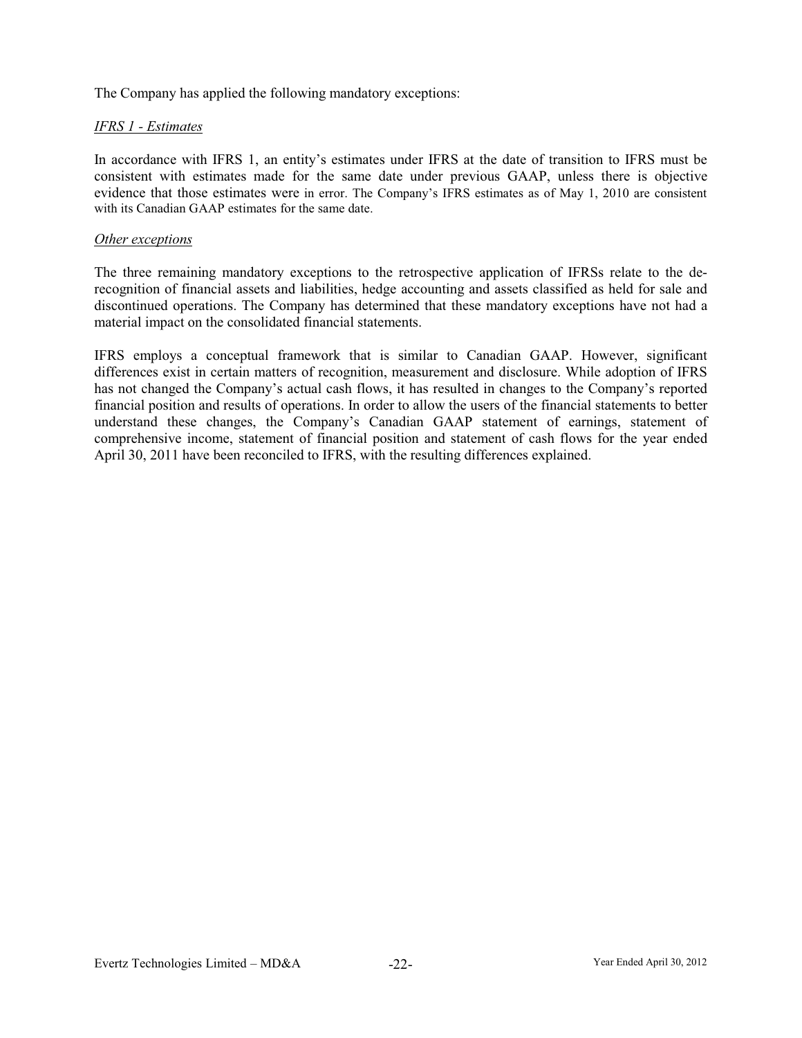The Company has applied the following mandatory exceptions:

*IFRS 1 - Estimates*

In accordance with IFRS 1, an entity's estimates under IFRS at the date of transition to IFRS must be consistent with estimates made for the same date under previous GAAP, unless there is objective evidence that those estimates were in error. The Company's IFRS estimates as of May 1, 2010 are consistent with its Canadian GAAP estimates for the same date.

*Other exceptions*

The three remaining mandatory exceptions to the retrospective application of IFRSs relate to the de-recognition of financial assets and liabilities, hedge accounting and assets classified as held for sale and discontinued operations. The Company has determined that these mandatory exceptions have not had a material impact on the consolidated financial statements.

IFRS employs a conceptual framework that is similar to Canadian GAAP. However, significant differences exist in certain matters of recognition, measurement and disclosure. While adoption of IFRS has not changed the Company's actual cash flows, it has resulted in changes to the Company's reported financial position and results of operations. In order to allow the users of the financial statements to better understand these changes, the Company's Canadian GAAP statement of earnings, statement of comprehensive income, statement of financial position and statement of cash flows for the year ended April 30, 2011 have been reconciled to IFRS, with the resulting differences explained.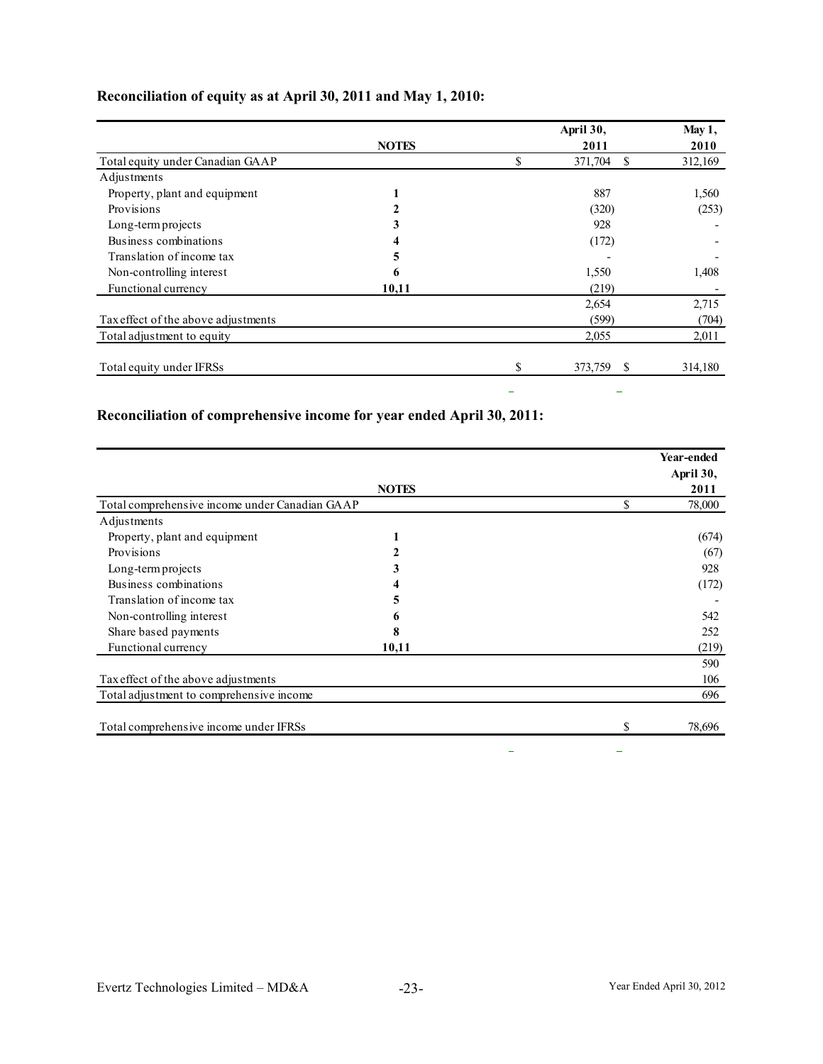## Reconciliation of equity as at April 30, 2011 and May 1, 2010:

| | NOTES | April 30, 2011 | May 1, 2010 |
|---|---|---|---|
| Total equity under Canadian GAAP | | $ 371,704 | $ 312,169 |
| Adjustments | | | |
| Property, plant and equipment | 1 | 887 | 1,560 |
| Provisions | 2 | (320) | (253) |
| Long-term projects | 3 | 928 | - |
| Business combinations | 4 | (172) | - |
| Translation of income tax | 5 | - | - |
| Non-controlling interest | 6 | 1,550 | 1,408 |
| Functional currency | 10,11 | (219) | - |
| | | 2,654 | 2,715 |
| Tax effect of the above adjustments | | (599) | (704) |
| Total adjustment to equity | | 2,055 | 2,011 |
| Total equity under IFRSs | | $ 373,759 | $ 314,180 |

## Reconciliation of comprehensive income for year ended April 30, 2011:

| | NOTES | Year-ended April 30, 2011 |
|---|---|---|
| Total comprehensive income under Canadian GAAP | | $ 78,000 |
| Adjustments | | |
| Property, plant and equipment | 1 | (674) |
| Provisions | 2 | (67) |
| Long-term projects | 3 | 928 |
| Business combinations | 4 | (172) |
| Translation of income tax | 5 | - |
| Non-controlling interest | 6 | 542 |
| Share based payments | 8 | 252 |
| Functional currency | 10,11 | (219) |
| | | 590 |
| Tax effect of the above adjustments | | 106 |
| Total adjustment to comprehensive income | | 696 |
| Total comprehensive income under IFRSs | | $ 78,696 |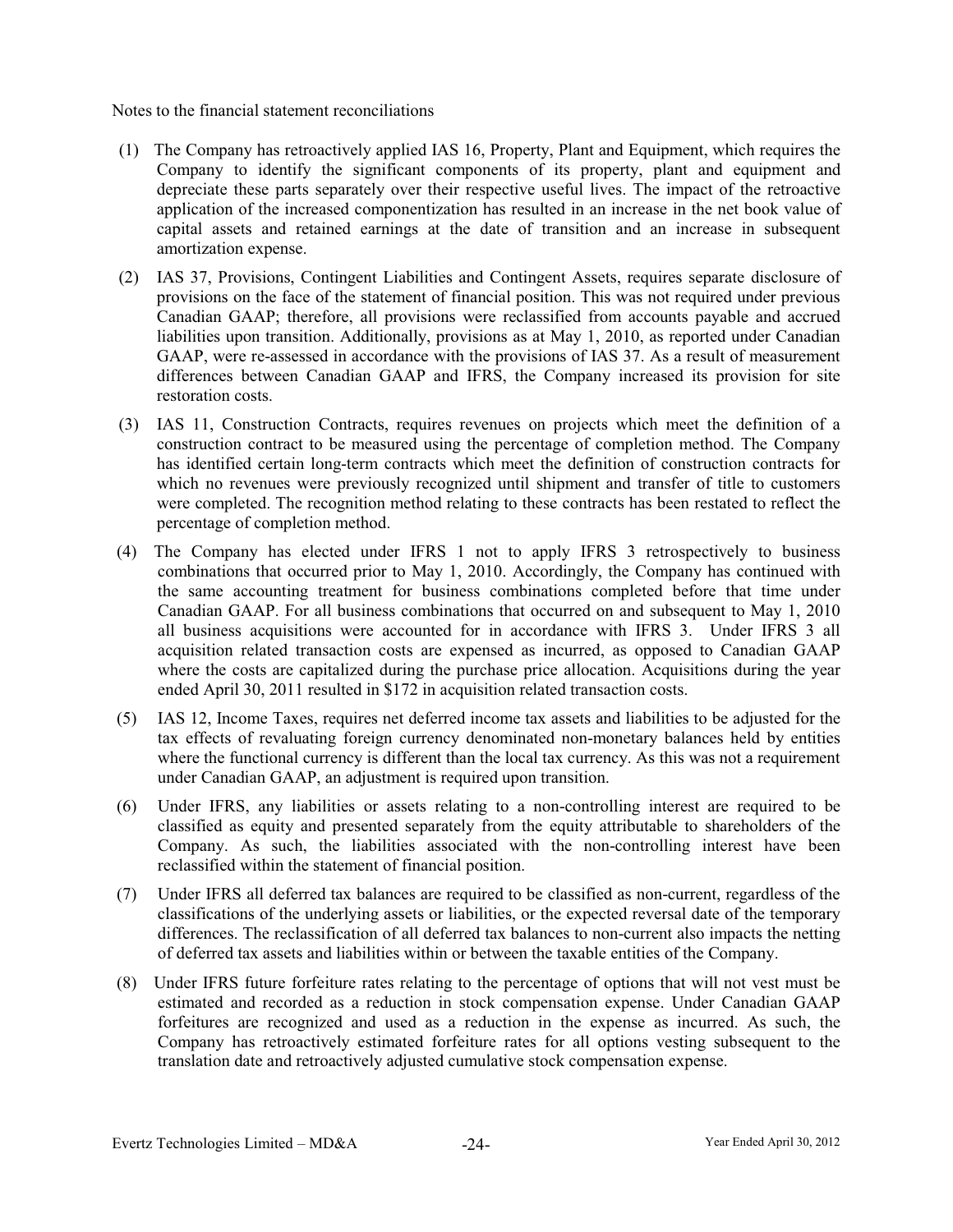Notes to the financial statement reconciliations

(1) The Company has retroactively applied IAS 16, Property, Plant and Equipment, which requires the Company to identify the significant components of its property, plant and equipment and depreciate these parts separately over their respective useful lives. The impact of the retroactive application of the increased componentization has resulted in an increase in the net book value of capital assets and retained earnings at the date of transition and an increase in subsequent amortization expense.

(2) IAS 37, Provisions, Contingent Liabilities and Contingent Assets, requires separate disclosure of provisions on the face of the statement of financial position. This was not required under previous Canadian GAAP; therefore, all provisions were reclassified from accounts payable and accrued liabilities upon transition. Additionally, provisions as at May 1, 2010, as reported under Canadian GAAP, were re-assessed in accordance with the provisions of IAS 37. As a result of measurement differences between Canadian GAAP and IFRS, the Company increased its provision for site restoration costs.

(3) IAS 11, Construction Contracts, requires revenues on projects which meet the definition of a construction contract to be measured using the percentage of completion method. The Company has identified certain long-term contracts which meet the definition of construction contracts for which no revenues were previously recognized until shipment and transfer of title to customers were completed. The recognition method relating to these contracts has been restated to reflect the percentage of completion method.

(4) The Company has elected under IFRS 1 not to apply IFRS 3 retrospectively to business combinations that occurred prior to May 1, 2010. Accordingly, the Company has continued with the same accounting treatment for business combinations completed before that time under Canadian GAAP. For all business combinations that occurred on and subsequent to May 1, 2010 all business acquisitions were accounted for in accordance with IFRS 3. Under IFRS 3 all acquisition related transaction costs are expensed as incurred, as opposed to Canadian GAAP where the costs are capitalized during the purchase price allocation. Acquisitions during the year ended April 30, 2011 resulted in $172 in acquisition related transaction costs.

(5) IAS 12, Income Taxes, requires net deferred income tax assets and liabilities to be adjusted for the tax effects of revaluating foreign currency denominated non-monetary balances held by entities where the functional currency is different than the local tax currency. As this was not a requirement under Canadian GAAP, an adjustment is required upon transition.

(6) Under IFRS, any liabilities or assets relating to a non-controlling interest are required to be classified as equity and presented separately from the equity attributable to shareholders of the Company. As such, the liabilities associated with the non-controlling interest have been reclassified within the statement of financial position.

(7) Under IFRS all deferred tax balances are required to be classified as non-current, regardless of the classifications of the underlying assets or liabilities, or the expected reversal date of the temporary differences. The reclassification of all deferred tax balances to non-current also impacts the netting of deferred tax assets and liabilities within or between the taxable entities of the Company.

(8) Under IFRS future forfeiture rates relating to the percentage of options that will not vest must be estimated and recorded as a reduction in stock compensation expense. Under Canadian GAAP forfeitures are recognized and used as a reduction in the expense as incurred. As such, the Company has retroactively estimated forfeiture rates for all options vesting subsequent to the translation date and retroactively adjusted cumulative stock compensation expense.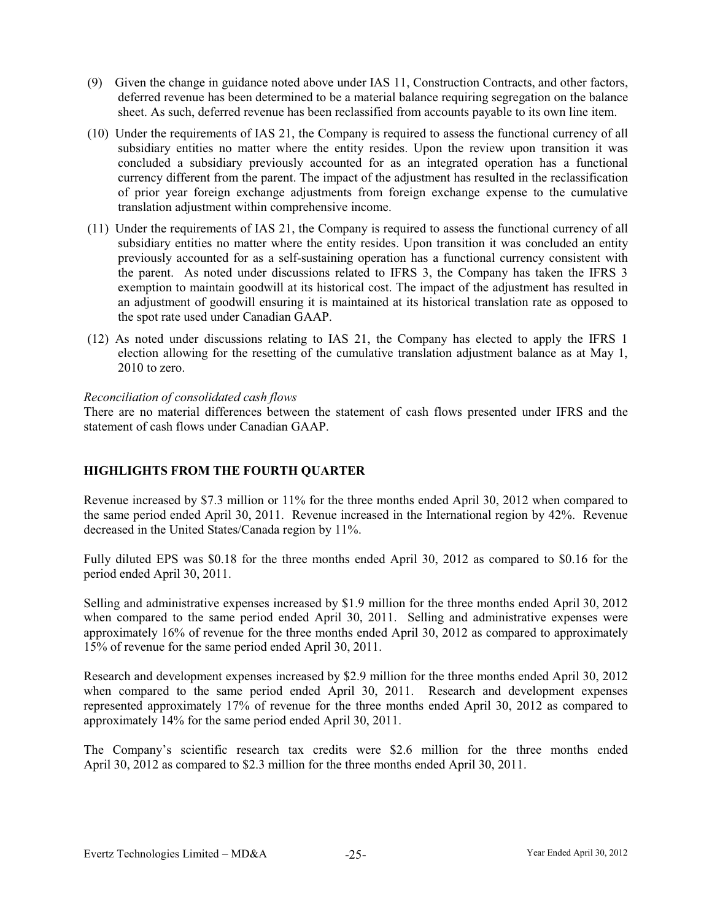(9) Given the change in guidance noted above under IAS 11, Construction Contracts, and other factors, deferred revenue has been determined to be a material balance requiring segregation on the balance sheet. As such, deferred revenue has been reclassified from accounts payable to its own line item.

(10) Under the requirements of IAS 21, the Company is required to assess the functional currency of all subsidiary entities no matter where the entity resides. Upon the review upon transition it was concluded a subsidiary previously accounted for as an integrated operation has a functional currency different from the parent. The impact of the adjustment has resulted in the reclassification of prior year foreign exchange adjustments from foreign exchange expense to the cumulative translation adjustment within comprehensive income.

(11) Under the requirements of IAS 21, the Company is required to assess the functional currency of all subsidiary entities no matter where the entity resides. Upon transition it was concluded an entity previously accounted for as a self-sustaining operation has a functional currency consistent with the parent. As noted under discussions related to IFRS 3, the Company has taken the IFRS 3 exemption to maintain goodwill at its historical cost. The impact of the adjustment has resulted in an adjustment of goodwill ensuring it is maintained at its historical translation rate as opposed to the spot rate used under Canadian GAAP.

(12) As noted under discussions relating to IAS 21, the Company has elected to apply the IFRS 1 election allowing for the resetting of the cumulative translation adjustment balance as at May 1, 2010 to zero.

*Reconciliation of consolidated cash flows*

There are no material differences between the statement of cash flows presented under IFRS and the statement of cash flows under Canadian GAAP.

## HIGHLIGHTS FROM THE FOURTH QUARTER

Revenue increased by $7.3 million or 11% for the three months ended April 30, 2012 when compared to the same period ended April 30, 2011. Revenue increased in the International region by 42%. Revenue decreased in the United States/Canada region by 11%.

Fully diluted EPS was $0.18 for the three months ended April 30, 2012 as compared to $0.16 for the period ended April 30, 2011.

Selling and administrative expenses increased by $1.9 million for the three months ended April 30, 2012 when compared to the same period ended April 30, 2011. Selling and administrative expenses were approximately 16% of revenue for the three months ended April 30, 2012 as compared to approximately 15% of revenue for the same period ended April 30, 2011.

Research and development expenses increased by $2.9 million for the three months ended April 30, 2012 when compared to the same period ended April 30, 2011. Research and development expenses represented approximately 17% of revenue for the three months ended April 30, 2012 as compared to approximately 14% for the same period ended April 30, 2011.

The Company's scientific research tax credits were $2.6 million for the three months ended April 30, 2012 as compared to $2.3 million for the three months ended April 30, 2011.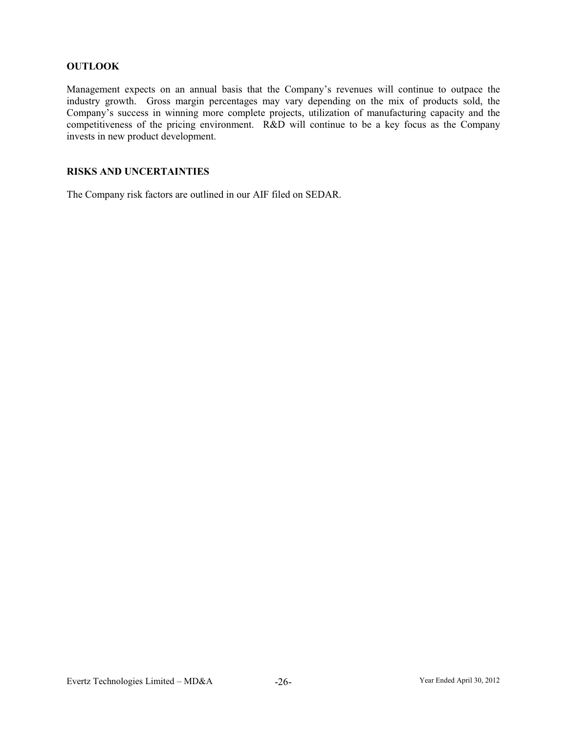## OUTLOOK

Management expects on an annual basis that the Company's revenues will continue to outpace the industry growth. Gross margin percentages may vary depending on the mix of products sold, the Company's success in winning more complete projects, utilization of manufacturing capacity and the competitiveness of the pricing environment. R&D will continue to be a key focus as the Company invests in new product development.

## RISKS AND UNCERTAINTIES

The Company risk factors are outlined in our AIF filed on SEDAR.